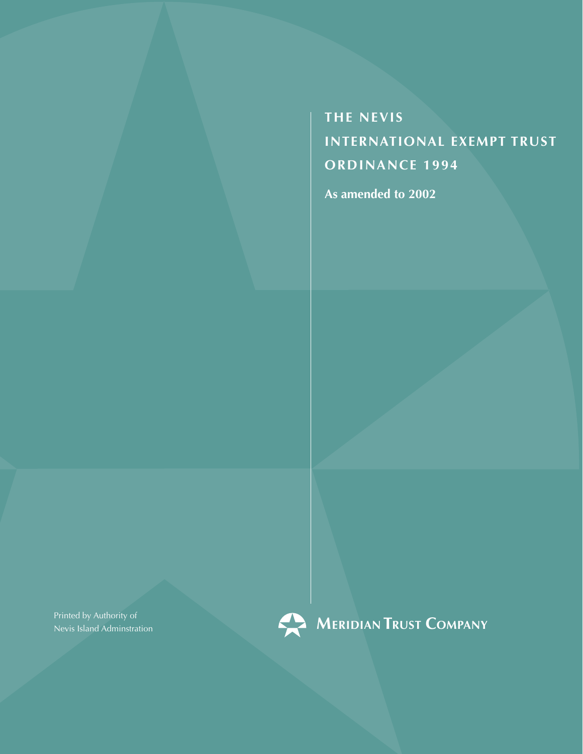# THE NEVIS INTERNATIONAL EXEMPT TRUST ORDINANCE 1994

**As amended to 2002**

Printed by Authority of
Nevis Island Adminstration

MERIDIAN TRUST COMPANY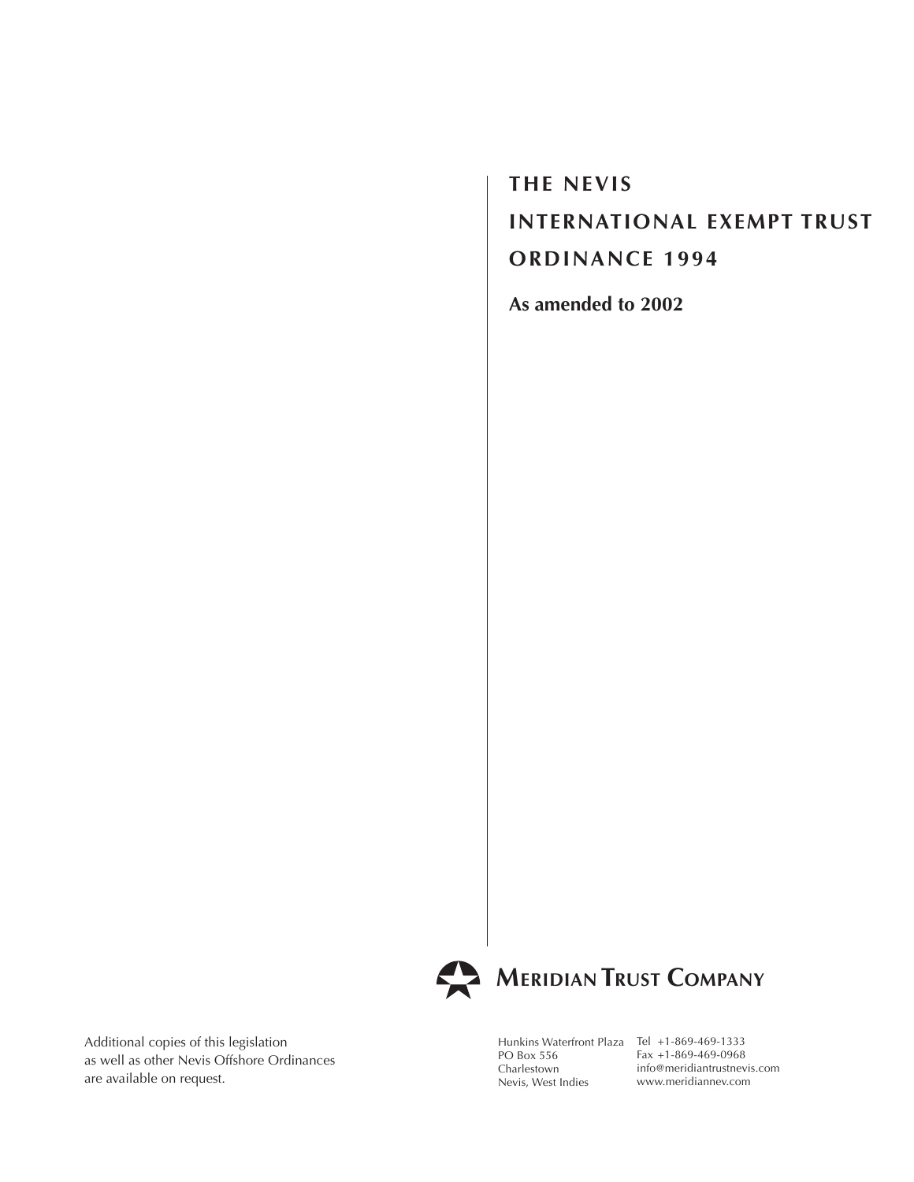# THE NEVIS INTERNATIONAL EXEMPT TRUST ORDINANCE 1994

**As amended to 2002**

**MERIDIAN TRUST COMPANY**

Additional copies of this legislation as well as other Nevis Offshore Ordinances are available on request.

Hunkins Waterfront Plaza
PO Box 556
Charlestown
Nevis, West Indies

Tel +1-869-469-1333
Fax +1-869-469-0968
info@meridiantrustnevis.com
www.meridiannev.com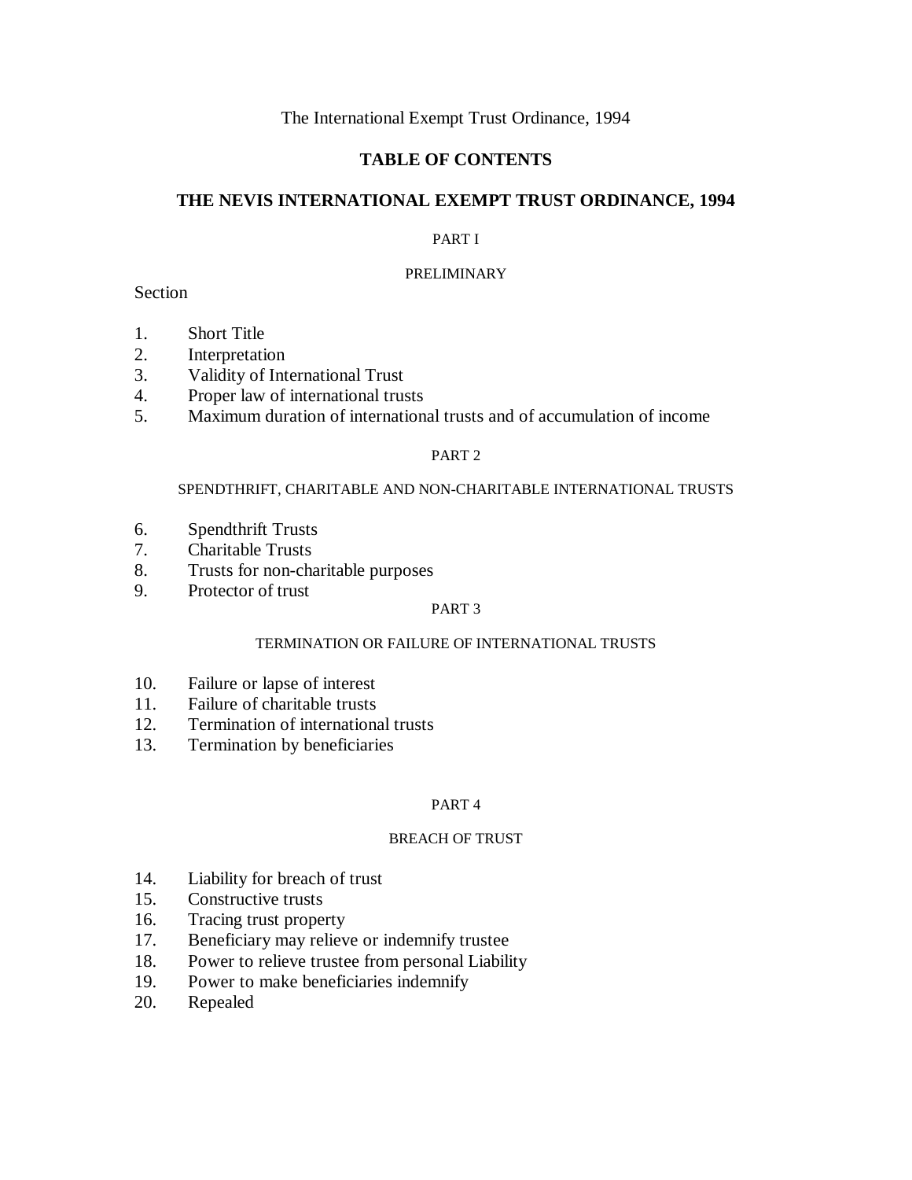The International Exempt Trust Ordinance, 1994

# TABLE OF CONTENTS

## THE NEVIS INTERNATIONAL EXEMPT TRUST ORDINANCE, 1994

### PART I

### PRELIMINARY

Section

1. Short Title
2. Interpretation
3. Validity of International Trust
4. Proper law of international trusts
5. Maximum duration of international trusts and of accumulation of income

### PART 2

### SPENDTHRIFT, CHARITABLE AND NON-CHARITABLE INTERNATIONAL TRUSTS

6. Spendthrift Trusts
7. Charitable Trusts
8. Trusts for non-charitable purposes
9. Protector of trust

### PART 3

### TERMINATION OR FAILURE OF INTERNATIONAL TRUSTS

10. Failure or lapse of interest
11. Failure of charitable trusts
12. Termination of international trusts
13. Termination by beneficiaries

### PART 4

### BREACH OF TRUST

14. Liability for breach of trust
15. Constructive trusts
16. Tracing trust property
17. Beneficiary may relieve or indemnify trustee
18. Power to relieve trustee from personal Liability
19. Power to make beneficiaries indemnify
20. Repealed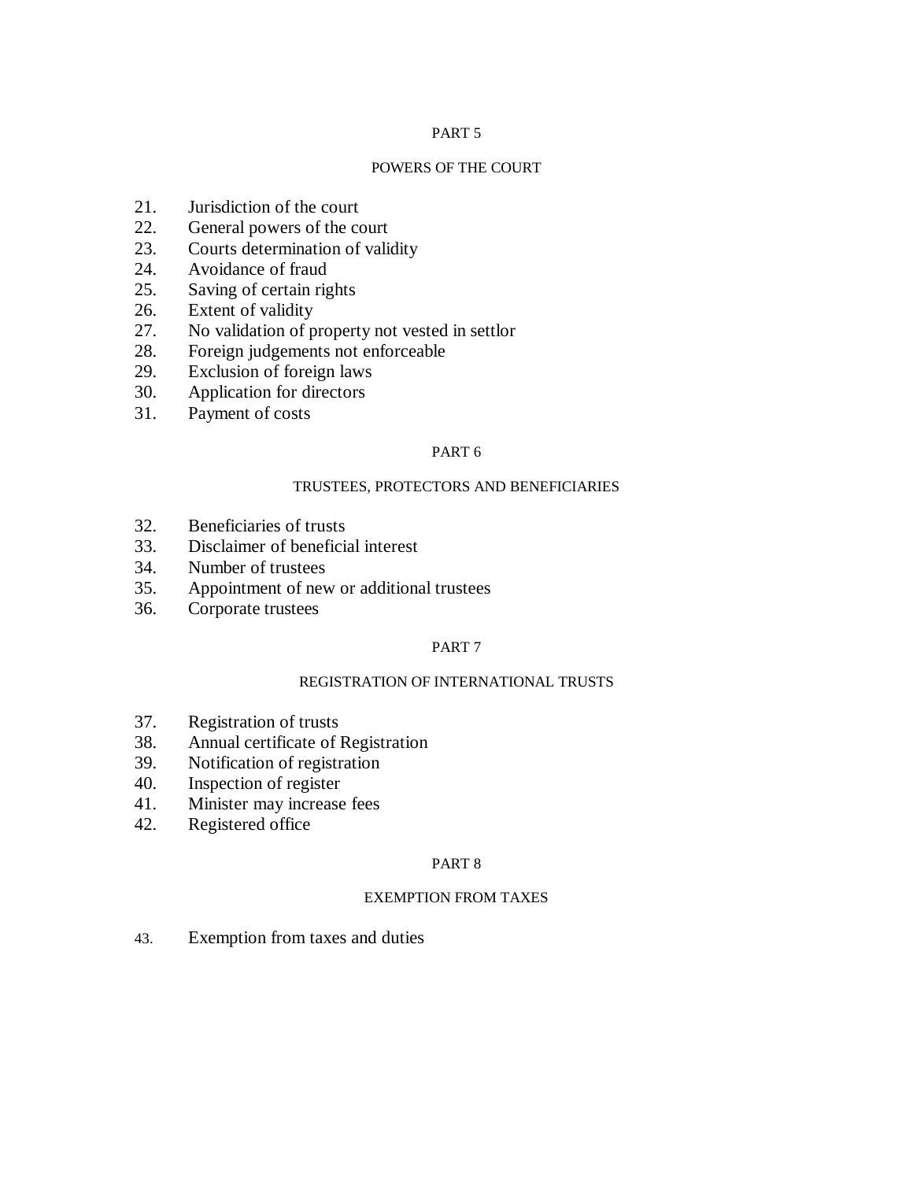PART 5

POWERS OF THE COURT

21. Jurisdiction of the court
22. General powers of the court
23. Courts determination of validity
24. Avoidance of fraud
25. Saving of certain rights
26. Extent of validity
27. No validation of property not vested in settlor
28. Foreign judgements not enforceable
29. Exclusion of foreign laws
30. Application for directors
31. Payment of costs

PART 6

TRUSTEES, PROTECTORS AND BENEFICIARIES

32. Beneficiaries of trusts
33. Disclaimer of beneficial interest
34. Number of trustees
35. Appointment of new or additional trustees
36. Corporate trustees

PART 7

REGISTRATION OF INTERNATIONAL TRUSTS

37. Registration of trusts
38. Annual certificate of Registration
39. Notification of registration
40. Inspection of register
41. Minister may increase fees
42. Registered office

PART 8

EXEMPTION FROM TAXES

43. Exemption from taxes and duties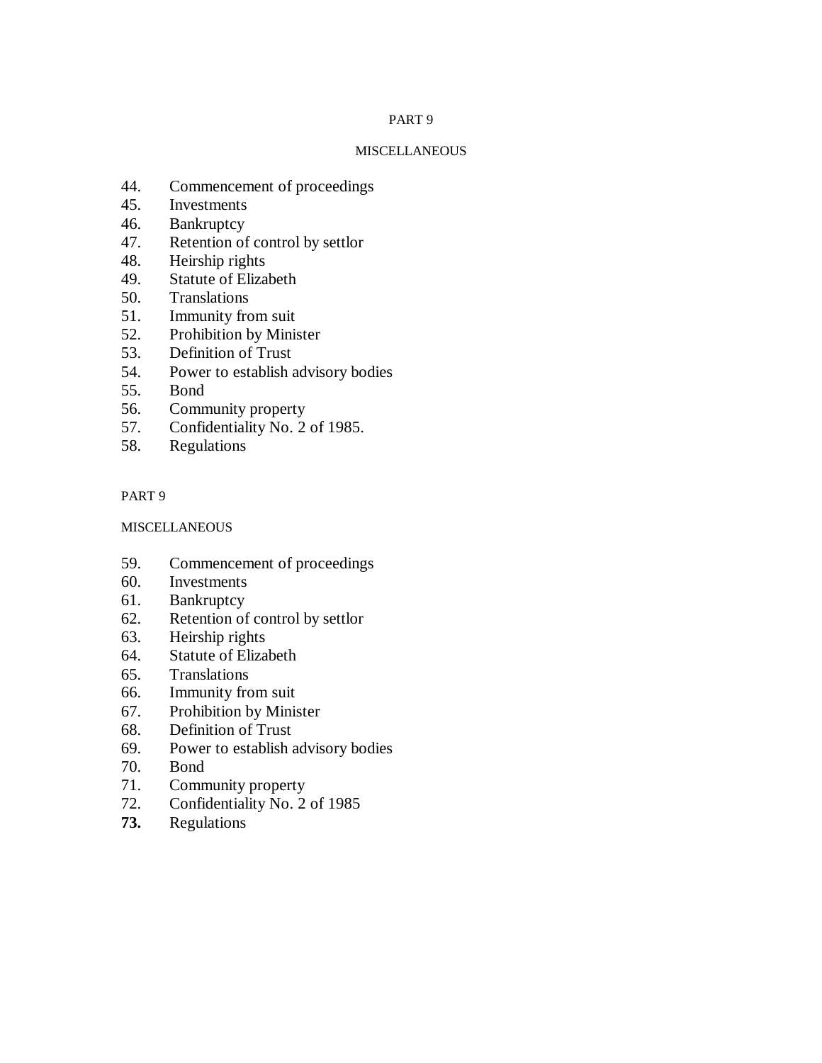PART 9

MISCELLANEOUS

44. Commencement of proceedings
45. Investments
46. Bankruptcy
47. Retention of control by settlor
48. Heirship rights
49. Statute of Elizabeth
50. Translations
51. Immunity from suit
52. Prohibition by Minister
53. Definition of Trust
54. Power to establish advisory bodies
55. Bond
56. Community property
57. Confidentiality No. 2 of 1985.
58. Regulations

PART 9

MISCELLANEOUS

59. Commencement of proceedings
60. Investments
61. Bankruptcy
62. Retention of control by settlor
63. Heirship rights
64. Statute of Elizabeth
65. Translations
66. Immunity from suit
67. Prohibition by Minister
68. Definition of Trust
69. Power to establish advisory bodies
70. Bond
71. Community property
72. Confidentiality No. 2 of 1985
**73.** Regulations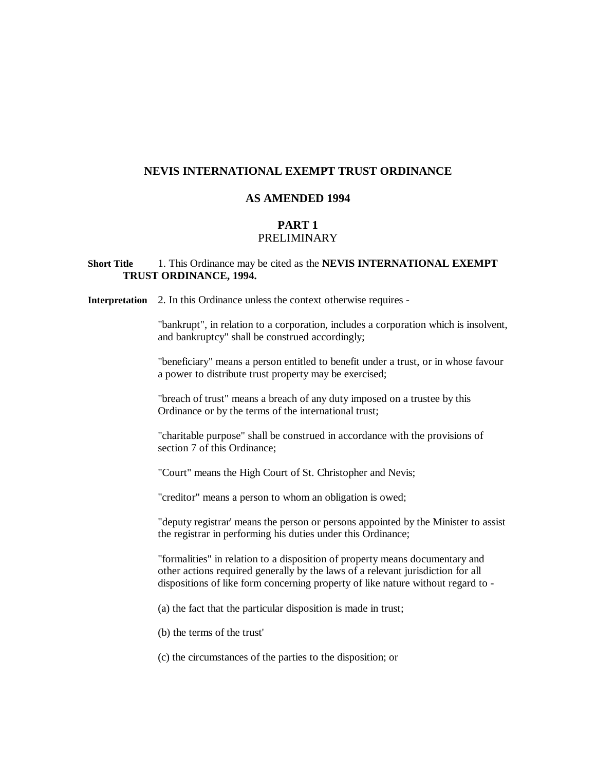## NEVIS INTERNATIONAL EXEMPT TRUST ORDINANCE

### AS AMENDED 1994

### PART 1
PRELIMINARY

**Short Title** 1. This Ordinance may be cited as the **NEVIS INTERNATIONAL EXEMPT TRUST ORDINANCE, 1994.**

**Interpretation** 2. In this Ordinance unless the context otherwise requires -

"bankrupt", in relation to a corporation, includes a corporation which is insolvent, and bankruptcy" shall be construed accordingly;

"beneficiary" means a person entitled to benefit under a trust, or in whose favour a power to distribute trust property may be exercised;

"breach of trust" means a breach of any duty imposed on a trustee by this Ordinance or by the terms of the international trust;

"charitable purpose" shall be construed in accordance with the provisions of section 7 of this Ordinance;

"Court" means the High Court of St. Christopher and Nevis;

"creditor" means a person to whom an obligation is owed;

"deputy registrar' means the person or persons appointed by the Minister to assist the registrar in performing his duties under this Ordinance;

"formalities" in relation to a disposition of property means documentary and other actions required generally by the laws of a relevant jurisdiction for all dispositions of like form concerning property of like nature without regard to -

(a) the fact that the particular disposition is made in trust;

(b) the terms of the trust'

(c) the circumstances of the parties to the disposition; or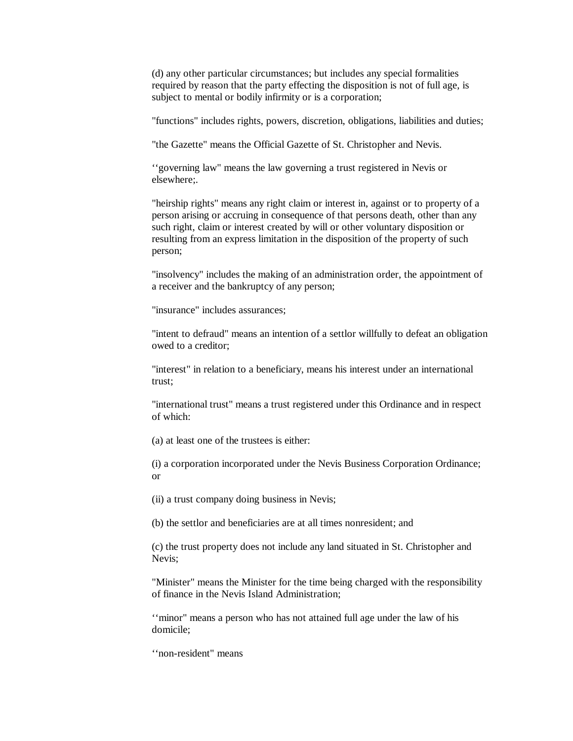(d) any other particular circumstances; but includes any special formalities required by reason that the party effecting the disposition is not of full age, is subject to mental or bodily infirmity or is a corporation;

"functions" includes rights, powers, discretion, obligations, liabilities and duties;

"the Gazette" means the Official Gazette of St. Christopher and Nevis.

‘‘governing law" means the law governing a trust registered in Nevis or elsewhere;.

"heirship rights" means any right claim or interest in, against or to property of a person arising or accruing in consequence of that persons death, other than any such right, claim or interest created by will or other voluntary disposition or resulting from an express limitation in the disposition of the property of such person;

"insolvency" includes the making of an administration order, the appointment of a receiver and the bankruptcy of any person;

"insurance" includes assurances;

"intent to defraud" means an intention of a settlor willfully to defeat an obligation owed to a creditor;

"interest" in relation to a beneficiary, means his interest under an international trust;

"international trust" means a trust registered under this Ordinance and in respect of which:

(a) at least one of the trustees is either:

(i) a corporation incorporated under the Nevis Business Corporation Ordinance; or

(ii) a trust company doing business in Nevis;

(b) the settlor and beneficiaries are at all times nonresident; and

(c) the trust property does not include any land situated in St. Christopher and Nevis;

"Minister" means the Minister for the time being charged with the responsibility of finance in the Nevis Island Administration;

‘‘minor" means a person who has not attained full age under the law of his domicile;

‘‘non-resident" means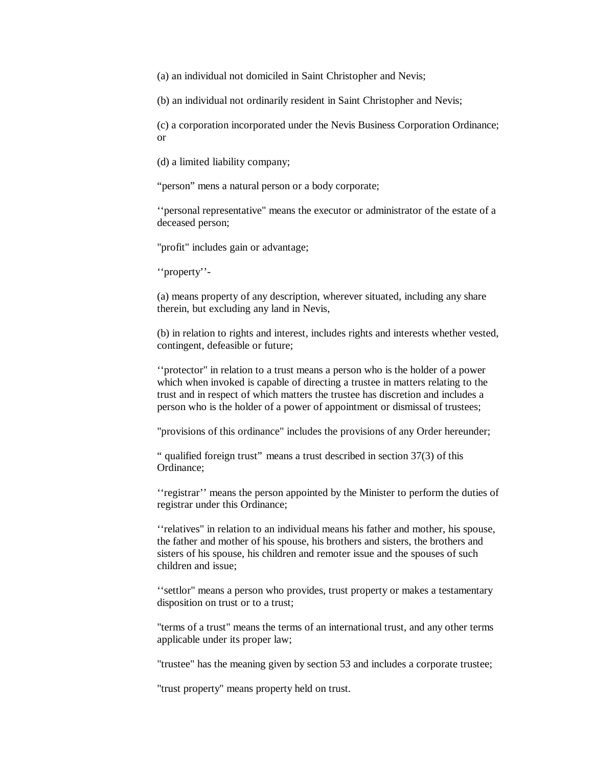(a) an individual not domiciled in Saint Christopher and Nevis;

(b) an individual not ordinarily resident in Saint Christopher and Nevis;

(c) a corporation incorporated under the Nevis Business Corporation Ordinance; or

(d) a limited liability company;

“person” mens a natural person or a body corporate;

‘‘personal representative" means the executor or administrator of the estate of a deceased person;

"profit" includes gain or advantage;

‘‘property’’-

(a) means property of any description, wherever situated, including any share therein, but excluding any land in Nevis,

(b) in relation to rights and interest, includes rights and interests whether vested, contingent, defeasible or future;

‘‘protector" in relation to a trust means a person who is the holder of a power which when invoked is capable of directing a trustee in matters relating to the trust and in respect of which matters the trustee has discretion and includes a person who is the holder of a power of appointment or dismissal of trustees;

"provisions of this ordinance" includes the provisions of any Order hereunder;

“ qualified foreign trust” means a trust described in section 37(3) of this Ordinance;

‘‘registrar’’ means the person appointed by the Minister to perform the duties of registrar under this Ordinance;

‘‘relatives" in relation to an individual means his father and mother, his spouse, the father and mother of his spouse, his brothers and sisters, the brothers and sisters of his spouse, his children and remoter issue and the spouses of such children and issue;

‘‘settlor" means a person who provides, trust property or makes a testamentary disposition on trust or to a trust;

"terms of a trust" means the terms of an international trust, and any other terms applicable under its proper law;

"trustee" has the meaning given by section 53 and includes a corporate trustee;

"trust property" means property held on trust.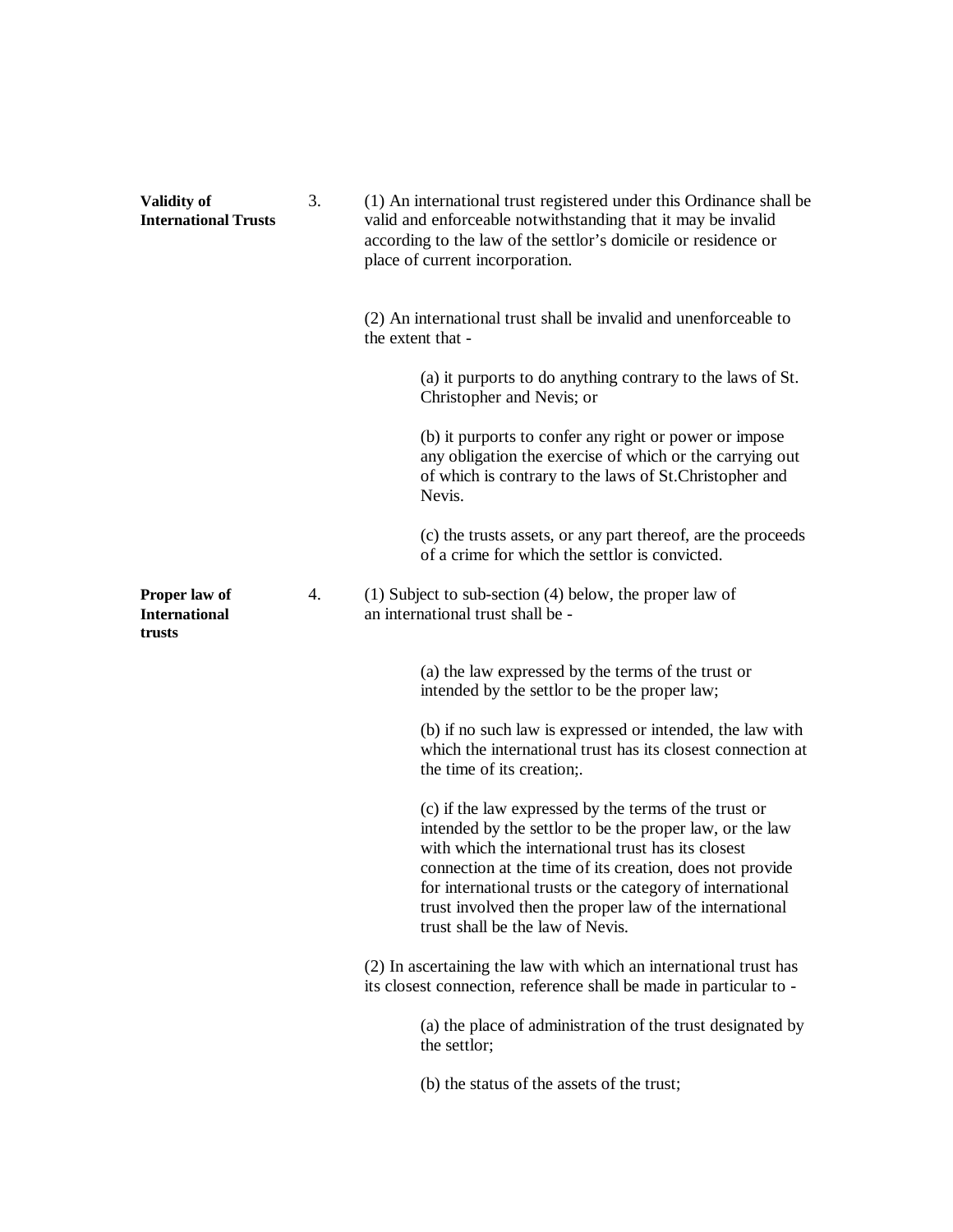**Validity of International Trusts**

3. (1) An international trust registered under this Ordinance shall be valid and enforceable notwithstanding that it may be invalid according to the law of the settlor's domicile or residence or place of current incorporation.

(2) An international trust shall be invalid and unenforceable to the extent that -

(a) it purports to do anything contrary to the laws of St. Christopher and Nevis; or

(b) it purports to confer any right or power or impose any obligation the exercise of which or the carrying out of which is contrary to the laws of St.Christopher and Nevis.

(c) the trusts assets, or any part thereof, are the proceeds of a crime for which the settlor is convicted.

**Proper law of International trusts**

4. (1) Subject to sub-section (4) below, the proper law of an international trust shall be -

(a) the law expressed by the terms of the trust or intended by the settlor to be the proper law;

(b) if no such law is expressed or intended, the law with which the international trust has its closest connection at the time of its creation;.

(c) if the law expressed by the terms of the trust or intended by the settlor to be the proper law, or the law with which the international trust has its closest connection at the time of its creation, does not provide for international trusts or the category of international trust involved then the proper law of the international trust shall be the law of Nevis.

(2) In ascertaining the law with which an international trust has its closest connection, reference shall be made in particular to -

(a) the place of administration of the trust designated by the settlor;

(b) the status of the assets of the trust;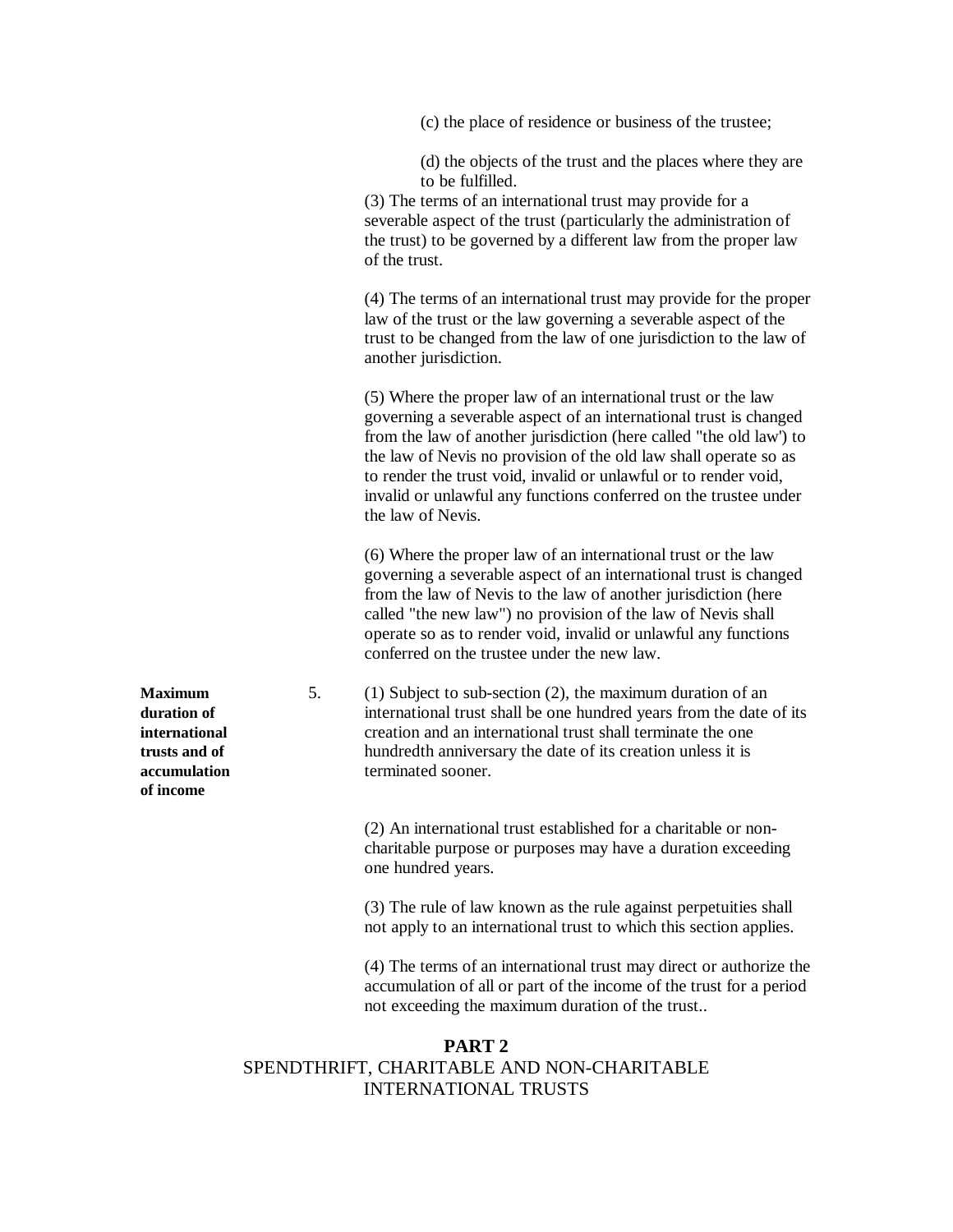(c) the place of residence or business of the trustee;

(d) the objects of the trust and the places where they are to be fulfilled.

(3) The terms of an international trust may provide for a severable aspect of the trust (particularly the administration of the trust) to be governed by a different law from the proper law of the trust.

(4) The terms of an international trust may provide for the proper law of the trust or the law governing a severable aspect of the trust to be changed from the law of one jurisdiction to the law of another jurisdiction.

(5) Where the proper law of an international trust or the law governing a severable aspect of an international trust is changed from the law of another jurisdiction (here called "the old law') to the law of Nevis no provision of the old law shall operate so as to render the trust void, invalid or unlawful or to render void, invalid or unlawful any functions conferred on the trustee under the law of Nevis.

(6) Where the proper law of an international trust or the law governing a severable aspect of an international trust is changed from the law of Nevis to the law of another jurisdiction (here called "the new law") no provision of the law of Nevis shall operate so as to render void, invalid or unlawful any functions conferred on the trustee under the new law.

**Maximum duration of international trusts and of accumulation of income**

5. (1) Subject to sub-section (2), the maximum duration of an international trust shall be one hundred years from the date of its creation and an international trust shall terminate the one hundredth anniversary the date of its creation unless it is terminated sooner.

(2) An international trust established for a charitable or non-charitable purpose or purposes may have a duration exceeding one hundred years.

(3) The rule of law known as the rule against perpetuities shall not apply to an international trust to which this section applies.

(4) The terms of an international trust may direct or authorize the accumulation of all or part of the income of the trust for a period not exceeding the maximum duration of the trust..

## PART 2
## SPENDTHRIFT, CHARITABLE AND NON-CHARITABLE INTERNATIONAL TRUSTS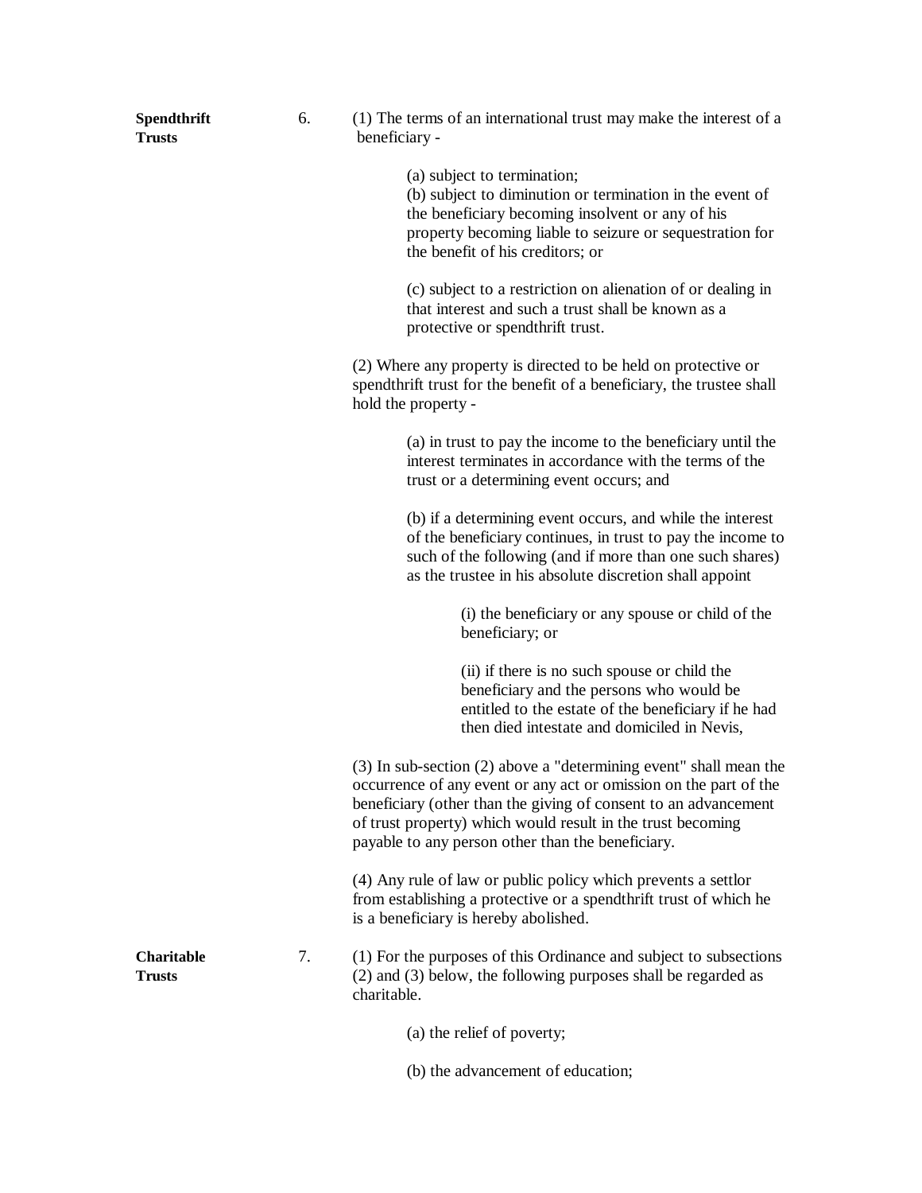**Spendthrift Trusts**

6. (1) The terms of an international trust may make the interest of a beneficiary -

(a) subject to termination;
(b) subject to diminution or termination in the event of the beneficiary becoming insolvent or any of his property becoming liable to seizure or sequestration for the benefit of his creditors; or

(c) subject to a restriction on alienation of or dealing in that interest and such a trust shall be known as a protective or spendthrift trust.

(2) Where any property is directed to be held on protective or spendthrift trust for the benefit of a beneficiary, the trustee shall hold the property -

(a) in trust to pay the income to the beneficiary until the interest terminates in accordance with the terms of the trust or a determining event occurs; and

(b) if a determining event occurs, and while the interest of the beneficiary continues, in trust to pay the income to such of the following (and if more than one such shares) as the trustee in his absolute discretion shall appoint

(i) the beneficiary or any spouse or child of the beneficiary; or

(ii) if there is no such spouse or child the beneficiary and the persons who would be entitled to the estate of the beneficiary if he had then died intestate and domiciled in Nevis,

(3) In sub-section (2) above a "determining event" shall mean the occurrence of any event or any act or omission on the part of the beneficiary (other than the giving of consent to an advancement of trust property) which would result in the trust becoming payable to any person other than the beneficiary.

(4) Any rule of law or public policy which prevents a settlor from establishing a protective or a spendthrift trust of which he is a beneficiary is hereby abolished.

**Charitable Trusts**

7. (1) For the purposes of this Ordinance and subject to subsections (2) and (3) below, the following purposes shall be regarded as charitable.

(a) the relief of poverty;

(b) the advancement of education;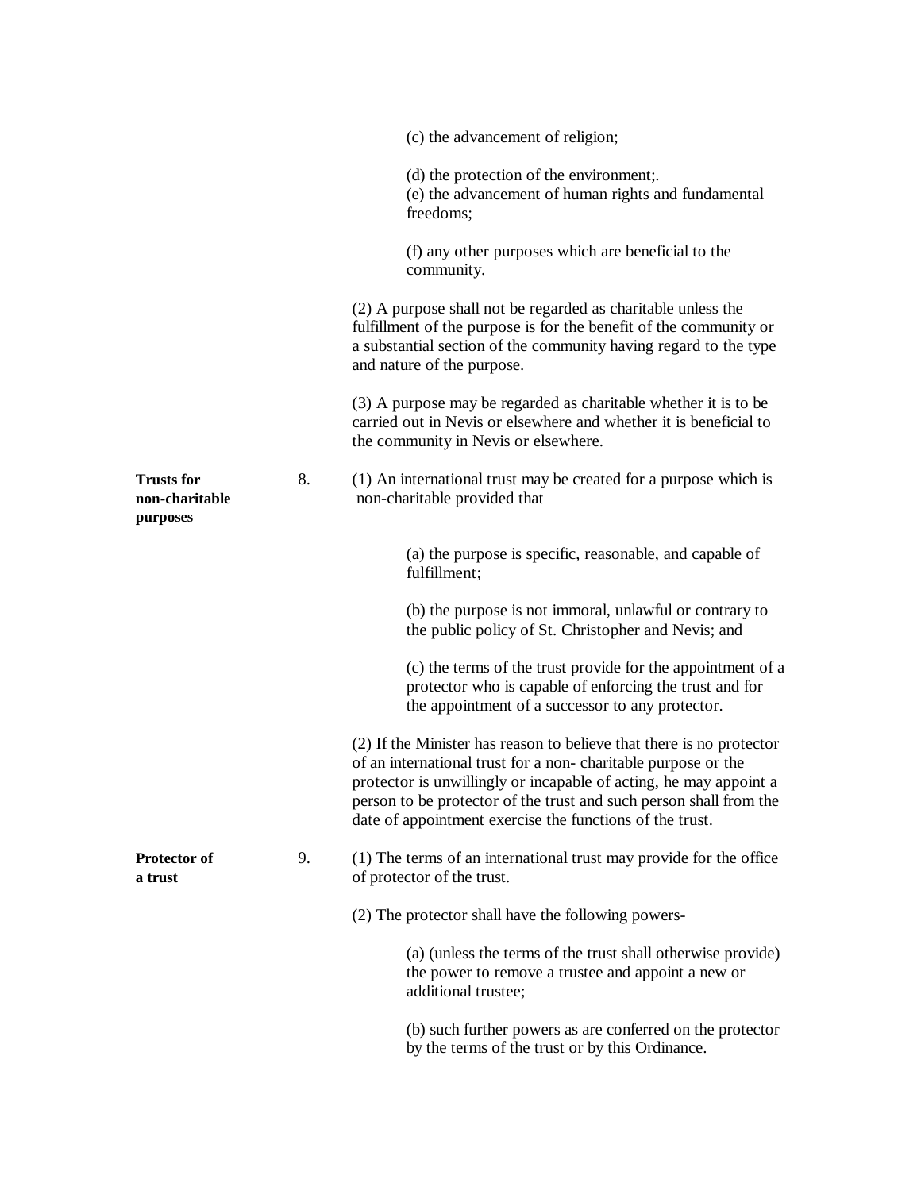(c) the advancement of religion;

(d) the protection of the environment;.
(e) the advancement of human rights and fundamental freedoms;

(f) any other purposes which are beneficial to the community.

(2) A purpose shall not be regarded as charitable unless the fulfillment of the purpose is for the benefit of the community or a substantial section of the community having regard to the type and nature of the purpose.

(3) A purpose may be regarded as charitable whether it is to be carried out in Nevis or elsewhere and whether it is beneficial to the community in Nevis or elsewhere.

**Trusts for non-charitable purposes**

8. (1) An international trust may be created for a purpose which is non-charitable provided that

(a) the purpose is specific, reasonable, and capable of fulfillment;

(b) the purpose is not immoral, unlawful or contrary to the public policy of St. Christopher and Nevis; and

(c) the terms of the trust provide for the appointment of a protector who is capable of enforcing the trust and for the appointment of a successor to any protector.

(2) If the Minister has reason to believe that there is no protector of an international trust for a non- charitable purpose or the protector is unwillingly or incapable of acting, he may appoint a person to be protector of the trust and such person shall from the date of appointment exercise the functions of the trust.

**Protector of a trust**

9. (1) The terms of an international trust may provide for the office of protector of the trust.

(2) The protector shall have the following powers-

(a) (unless the terms of the trust shall otherwise provide) the power to remove a trustee and appoint a new or additional trustee;

(b) such further powers as are conferred on the protector by the terms of the trust or by this Ordinance.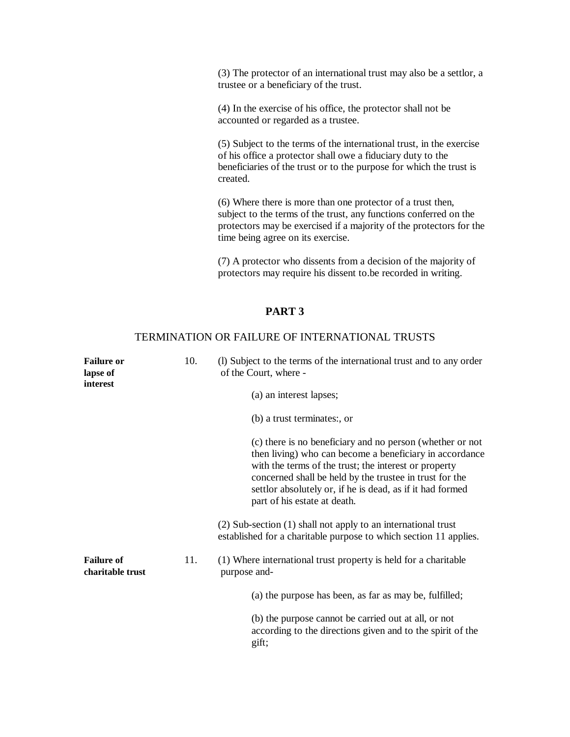(3) The protector of an international trust may also be a settlor, a trustee or a beneficiary of the trust.

(4) In the exercise of his office, the protector shall not be accounted or regarded as a trustee.

(5) Subject to the terms of the international trust, in the exercise of his office a protector shall owe a fiduciary duty to the beneficiaries of the trust or to the purpose for which the trust is created.

(6) Where there is more than one protector of a trust then, subject to the terms of the trust, any functions conferred on the protectors may be exercised if a majority of the protectors for the time being agree on its exercise.

(7) A protector who dissents from a decision of the majority of protectors may require his dissent to.be recorded in writing.

## PART 3

### TERMINATION OR FAILURE OF INTERNATIONAL TRUSTS

**Failure or lapse of interest**

10. (l) Subject to the terms of the international trust and to any order of the Court, where -

(a) an interest lapses;

(b) a trust terminates:, or

(c) there is no beneficiary and no person (whether or not then living) who can become a beneficiary in accordance with the terms of the trust; the interest or property concerned shall be held by the trustee in trust for the settlor absolutely or, if he is dead, as if it had formed part of his estate at death.

(2) Sub-section (1) shall not apply to an international trust established for a charitable purpose to which section 11 applies.

**Failure of charitable trust**

11. (1) Where international trust property is held for a charitable purpose and-

(a) the purpose has been, as far as may be, fulfilled;

(b) the purpose cannot be carried out at all, or not according to the directions given and to the spirit of the gift;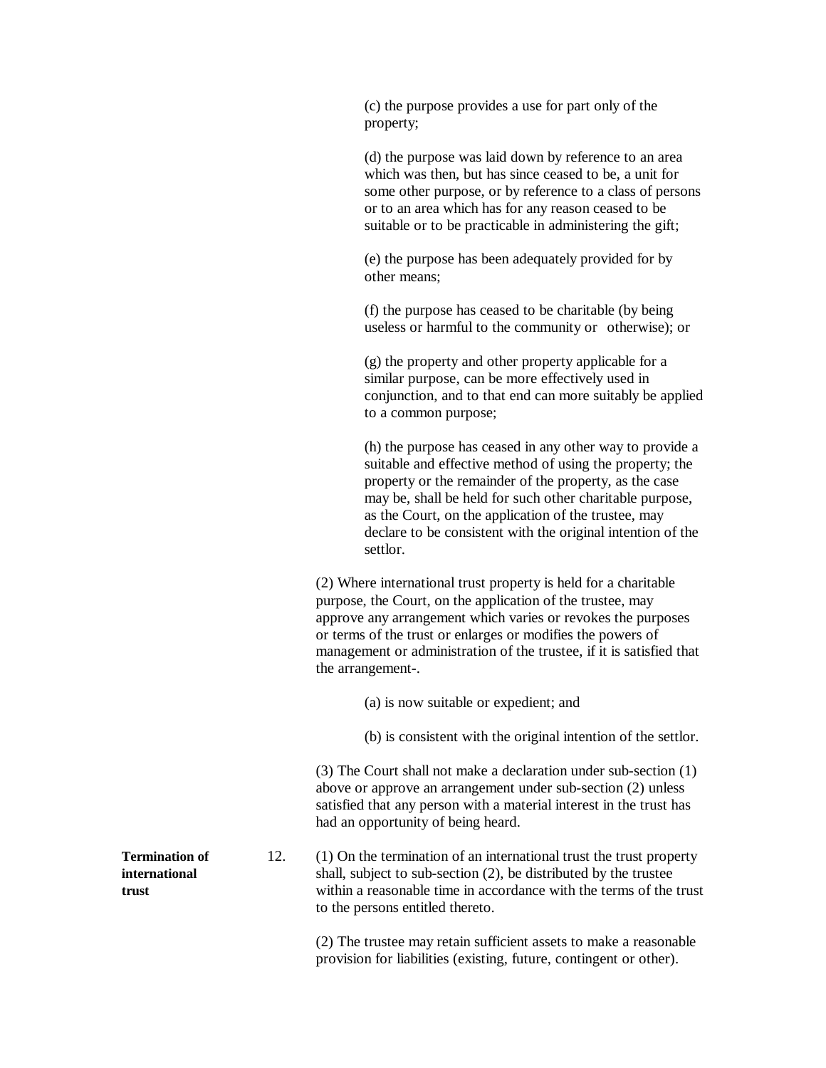(c) the purpose provides a use for part only of the property;

(d) the purpose was laid down by reference to an area which was then, but has since ceased to be, a unit for some other purpose, or by reference to a class of persons or to an area which has for any reason ceased to be suitable or to be practicable in administering the gift;

(e) the purpose has been adequately provided for by other means;

(f) the purpose has ceased to be charitable (by being useless or harmful to the community or otherwise); or

(g) the property and other property applicable for a similar purpose, can be more effectively used in conjunction, and to that end can more suitably be applied to a common purpose;

(h) the purpose has ceased in any other way to provide a suitable and effective method of using the property; the property or the remainder of the property, as the case may be, shall be held for such other charitable purpose, as the Court, on the application of the trustee, may declare to be consistent with the original intention of the settlor.

(2) Where international trust property is held for a charitable purpose, the Court, on the application of the trustee, may approve any arrangement which varies or revokes the purposes or terms of the trust or enlarges or modifies the powers of management or administration of the trustee, if it is satisfied that the arrangement-.

(a) is now suitable or expedient; and

(b) is consistent with the original intention of the settlor.

(3) The Court shall not make a declaration under sub-section (1) above or approve an arrangement under sub-section (2) unless satisfied that any person with a material interest in the trust has had an opportunity of being heard.

**Termination of international trust**

12. (1) On the termination of an international trust the trust property shall, subject to sub-section (2), be distributed by the trustee within a reasonable time in accordance with the terms of the trust to the persons entitled thereto.

(2) The trustee may retain sufficient assets to make a reasonable provision for liabilities (existing, future, contingent or other).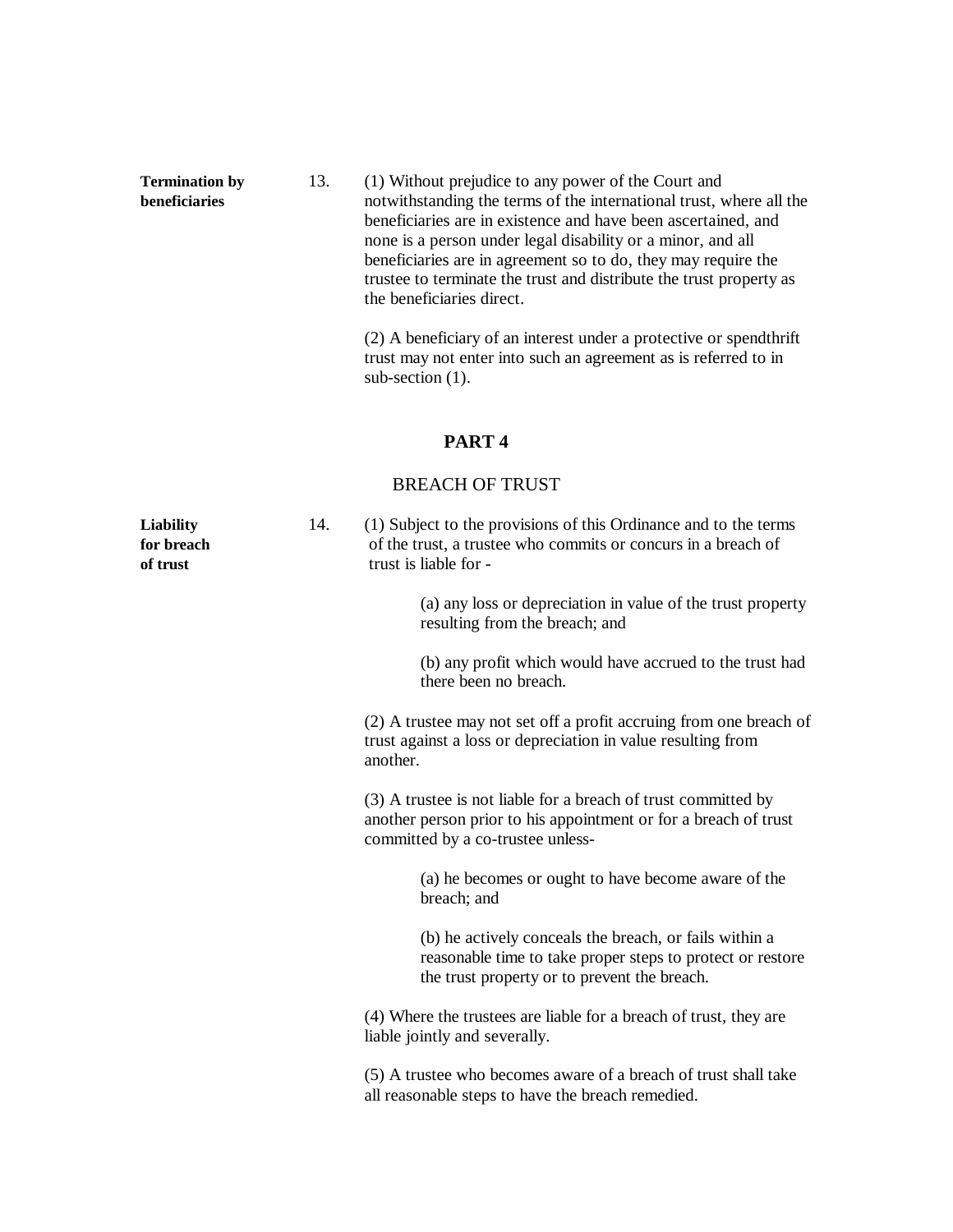**Termination by beneficiaries**

13. (1) Without prejudice to any power of the Court and notwithstanding the terms of the international trust, where all the beneficiaries are in existence and have been ascertained, and none is a person under legal disability or a minor, and all beneficiaries are in agreement so to do, they may require the trustee to terminate the trust and distribute the trust property as the beneficiaries direct.

(2) A beneficiary of an interest under a protective or spendthrift trust may not enter into such an agreement as is referred to in sub-section (1).

## PART 4

## BREACH OF TRUST

**Liability for breach of trust**

14. (1) Subject to the provisions of this Ordinance and to the terms of the trust, a trustee who commits or concurs in a breach of trust is liable for -

(a) any loss or depreciation in value of the trust property resulting from the breach; and

(b) any profit which would have accrued to the trust had there been no breach.

(2) A trustee may not set off a profit accruing from one breach of trust against a loss or depreciation in value resulting from another.

(3) A trustee is not liable for a breach of trust committed by another person prior to his appointment or for a breach of trust committed by a co-trustee unless-

(a) he becomes or ought to have become aware of the breach; and

(b) he actively conceals the breach, or fails within a reasonable time to take proper steps to protect or restore the trust property or to prevent the breach.

(4) Where the trustees are liable for a breach of trust, they are liable jointly and severally.

(5) A trustee who becomes aware of a breach of trust shall take all reasonable steps to have the breach remedied.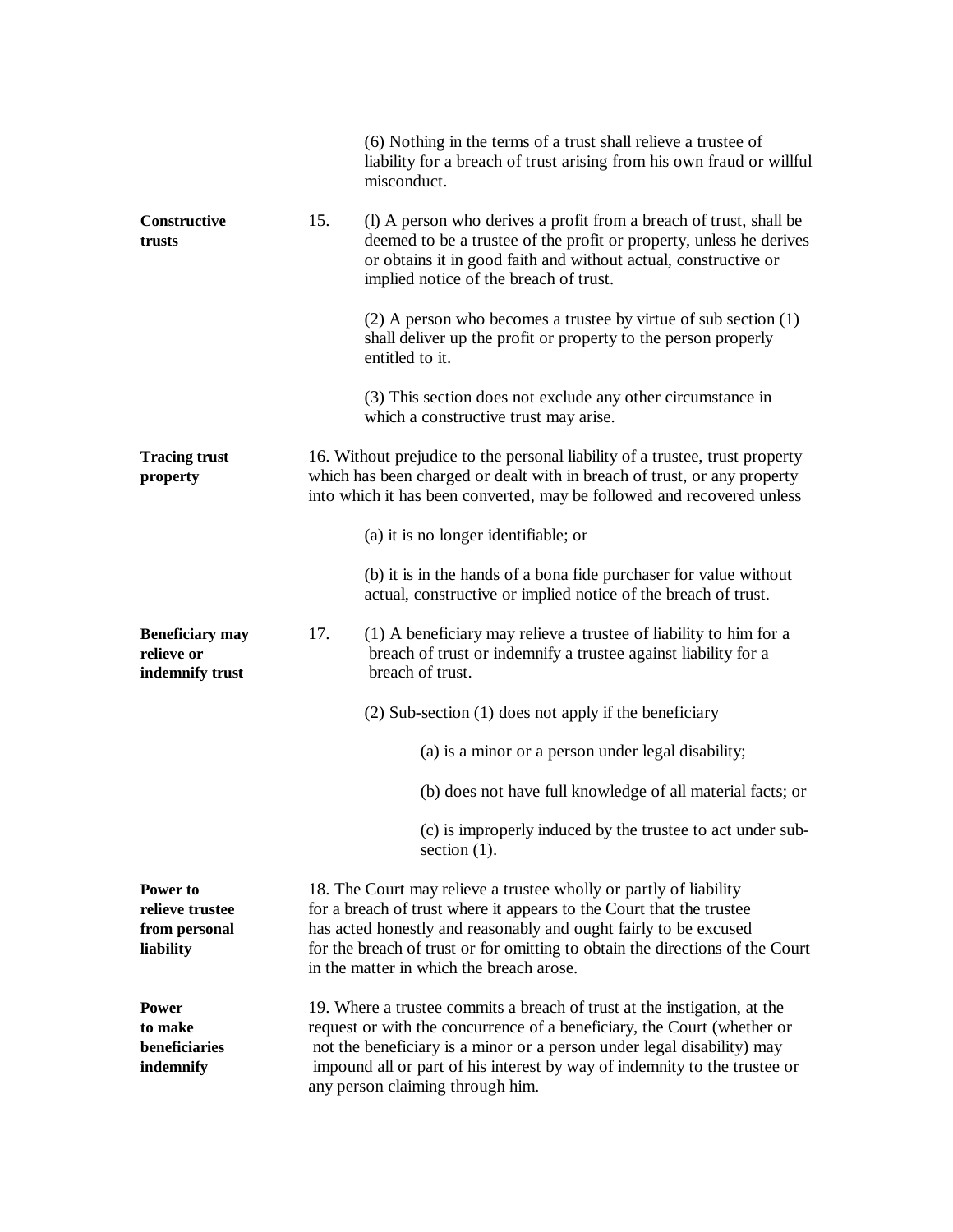(6) Nothing in the terms of a trust shall relieve a trustee of liability for a breach of trust arising from his own fraud or willful misconduct.

**Constructive trusts**

15. (l) A person who derives a profit from a breach of trust, shall be deemed to be a trustee of the profit or property, unless he derives or obtains it in good faith and without actual, constructive or implied notice of the breach of trust.

(2) A person who becomes a trustee by virtue of sub section (1) shall deliver up the profit or property to the person properly entitled to it.

(3) This section does not exclude any other circumstance in which a constructive trust may arise.

**Tracing trust property**

16. Without prejudice to the personal liability of a trustee, trust property which has been charged or dealt with in breach of trust, or any property into which it has been converted, may be followed and recovered unless

(a) it is no longer identifiable; or

(b) it is in the hands of a bona fide purchaser for value without actual, constructive or implied notice of the breach of trust.

**Beneficiary may relieve or indemnify trust**

17. (1) A beneficiary may relieve a trustee of liability to him for a breach of trust or indemnify a trustee against liability for a breach of trust.

(2) Sub-section (1) does not apply if the beneficiary

(a) is a minor or a person under legal disability;

(b) does not have full knowledge of all material facts; or

(c) is improperly induced by the trustee to act under sub-section (1).

**Power to relieve trustee from personal liability**

18. The Court may relieve a trustee wholly or partly of liability for a breach of trust where it appears to the Court that the trustee has acted honestly and reasonably and ought fairly to be excused for the breach of trust or for omitting to obtain the directions of the Court in the matter in which the breach arose.

**Power to make beneficiaries indemnify**

19. Where a trustee commits a breach of trust at the instigation, at the request or with the concurrence of a beneficiary, the Court (whether or not the beneficiary is a minor or a person under legal disability) may impound all or part of his interest by way of indemnity to the trustee or any person claiming through him.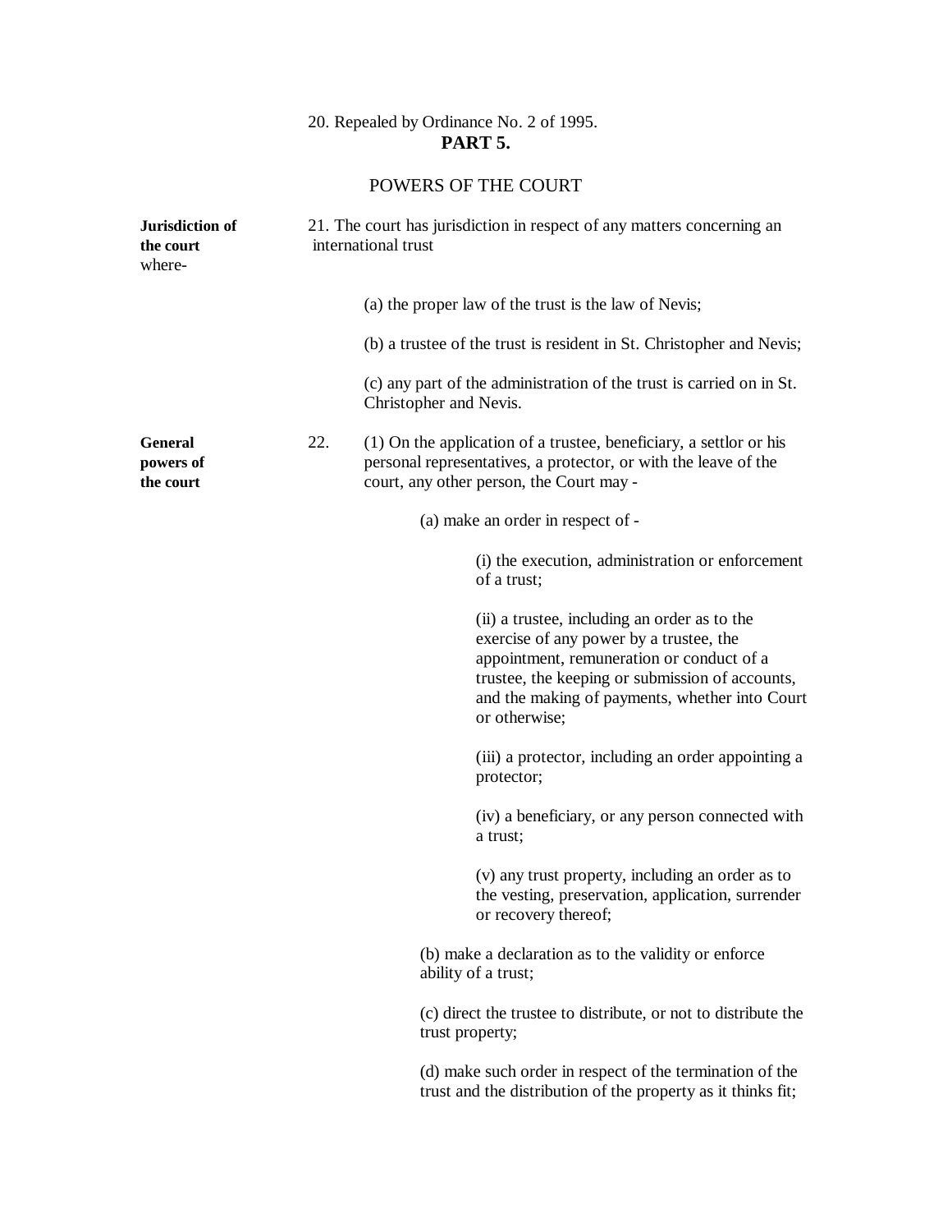20. Repealed by Ordinance No. 2 of 1995.

## PART 5.

### POWERS OF THE COURT

**Jurisdiction of the court**

21. The court has jurisdiction in respect of any matters concerning an international trust where-

(a) the proper law of the trust is the law of Nevis;

(b) a trustee of the trust is resident in St. Christopher and Nevis;

(c) any part of the administration of the trust is carried on in St. Christopher and Nevis.

**General powers of the court**

22. (1) On the application of a trustee, beneficiary, a settlor or his personal representatives, a protector, or with the leave of the court, any other person, the Court may -

(a) make an order in respect of -

(i) the execution, administration or enforcement of a trust;

(ii) a trustee, including an order as to the exercise of any power by a trustee, the appointment, remuneration or conduct of a trustee, the keeping or submission of accounts, and the making of payments, whether into Court or otherwise;

(iii) a protector, including an order appointing a protector;

(iv) a beneficiary, or any person connected with a trust;

(v) any trust property, including an order as to the vesting, preservation, application, surrender or recovery thereof;

(b) make a declaration as to the validity or enforce ability of a trust;

(c) direct the trustee to distribute, or not to distribute the trust property;

(d) make such order in respect of the termination of the trust and the distribution of the property as it thinks fit;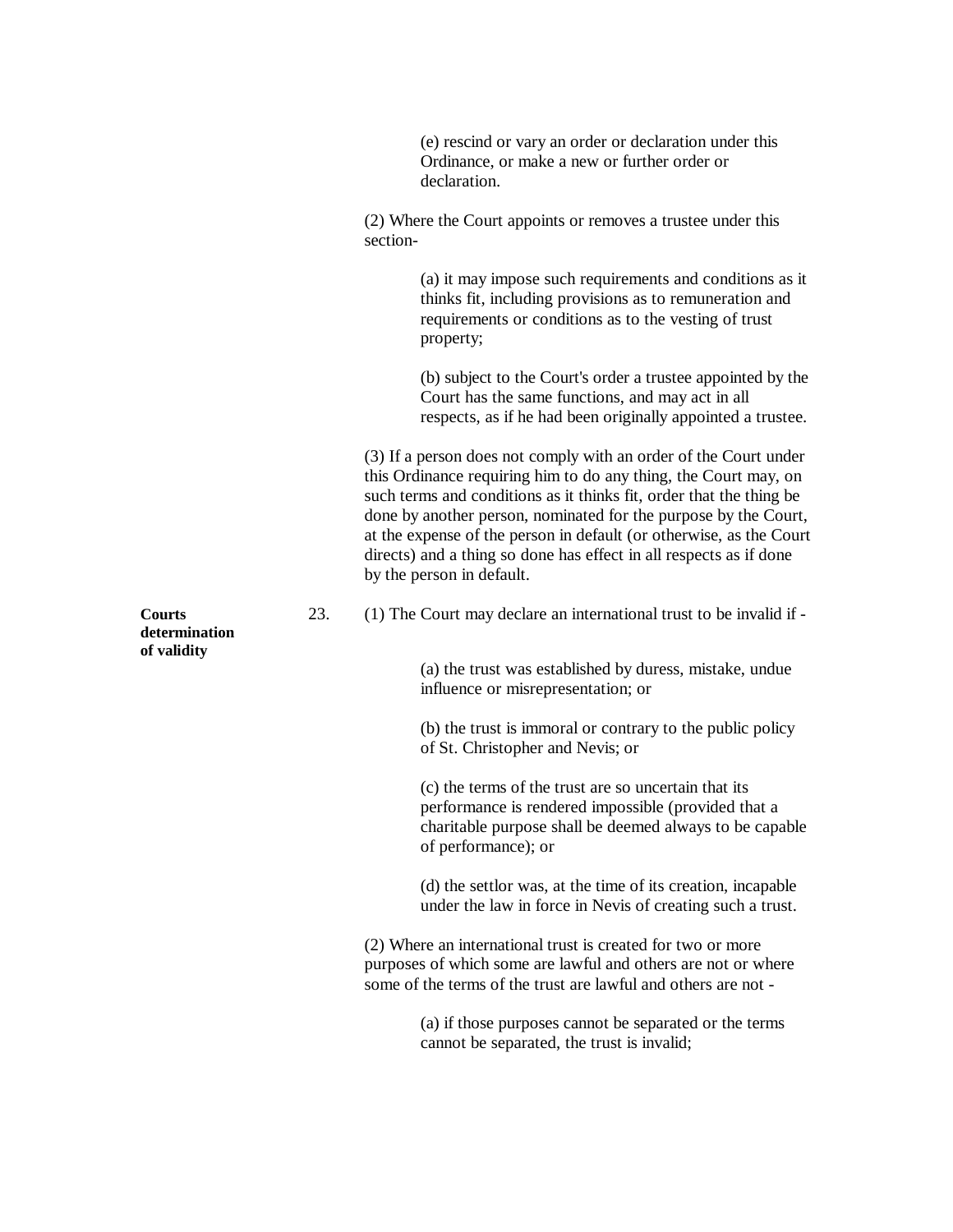(e) rescind or vary an order or declaration under this Ordinance, or make a new or further order or declaration.

(2) Where the Court appoints or removes a trustee under this section-

(a) it may impose such requirements and conditions as it thinks fit, including provisions as to remuneration and requirements or conditions as to the vesting of trust property;

(b) subject to the Court's order a trustee appointed by the Court has the same functions, and may act in all respects, as if he had been originally appointed a trustee.

(3) If a person does not comply with an order of the Court under this Ordinance requiring him to do any thing, the Court may, on such terms and conditions as it thinks fit, order that the thing be done by another person, nominated for the purpose by the Court, at the expense of the person in default (or otherwise, as the Court directs) and a thing so done has effect in all respects as if done by the person in default.

**Courts determination of validity**

23. (1) The Court may declare an international trust to be invalid if -

(a) the trust was established by duress, mistake, undue influence or misrepresentation; or

(b) the trust is immoral or contrary to the public policy of St. Christopher and Nevis; or

(c) the terms of the trust are so uncertain that its performance is rendered impossible (provided that a charitable purpose shall be deemed always to be capable of performance); or

(d) the settlor was, at the time of its creation, incapable under the law in force in Nevis of creating such a trust.

(2) Where an international trust is created for two or more purposes of which some are lawful and others are not or where some of the terms of the trust are lawful and others are not -

(a) if those purposes cannot be separated or the terms cannot be separated, the trust is invalid;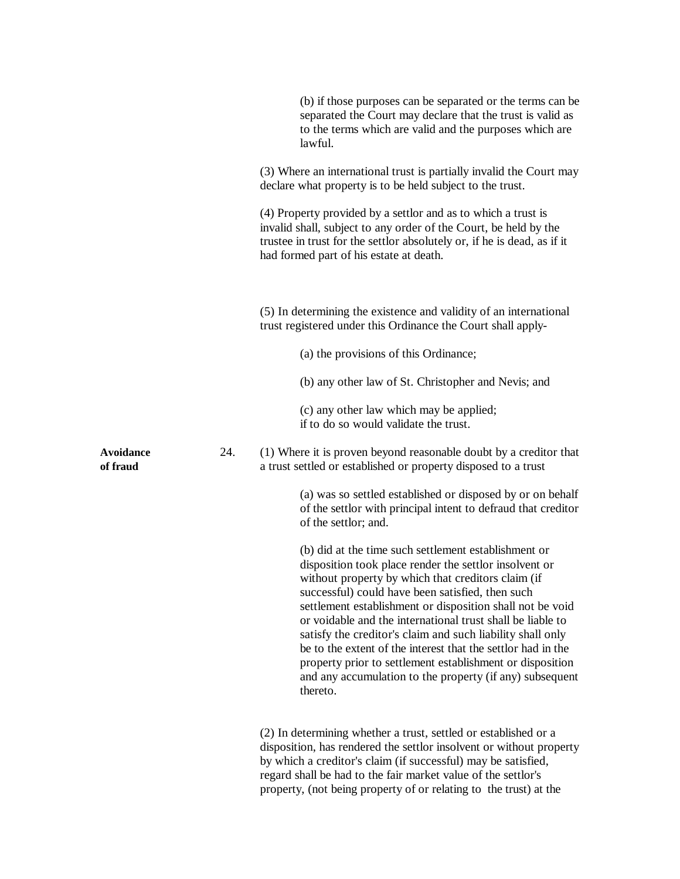(b) if those purposes can be separated or the terms can be separated the Court may declare that the trust is valid as to the terms which are valid and the purposes which are lawful.

(3) Where an international trust is partially invalid the Court may declare what property is to be held subject to the trust.

(4) Property provided by a settlor and as to which a trust is invalid shall, subject to any order of the Court, be held by the trustee in trust for the settlor absolutely or, if he is dead, as if it had formed part of his estate at death.

(5) In determining the existence and validity of an international trust registered under this Ordinance the Court shall apply-

(a) the provisions of this Ordinance;

(b) any other law of St. Christopher and Nevis; and

(c) any other law which may be applied;
if to do so would validate the trust.

**Avoidance of fraud**

24. (1) Where it is proven beyond reasonable doubt by a creditor that a trust settled or established or property disposed to a trust

(a) was so settled established or disposed by or on behalf of the settlor with principal intent to defraud that creditor of the settlor; and.

(b) did at the time such settlement establishment or disposition took place render the settlor insolvent or without property by which that creditors claim (if successful) could have been satisfied, then such settlement establishment or disposition shall not be void or voidable and the international trust shall be liable to satisfy the creditor's claim and such liability shall only be to the extent of the interest that the settlor had in the property prior to settlement establishment or disposition and any accumulation to the property (if any) subsequent thereto.

(2) In determining whether a trust, settled or established or a disposition, has rendered the settlor insolvent or without property by which a creditor's claim (if successful) may be satisfied, regard shall be had to the fair market value of the settlor's property, (not being property of or relating to the trust) at the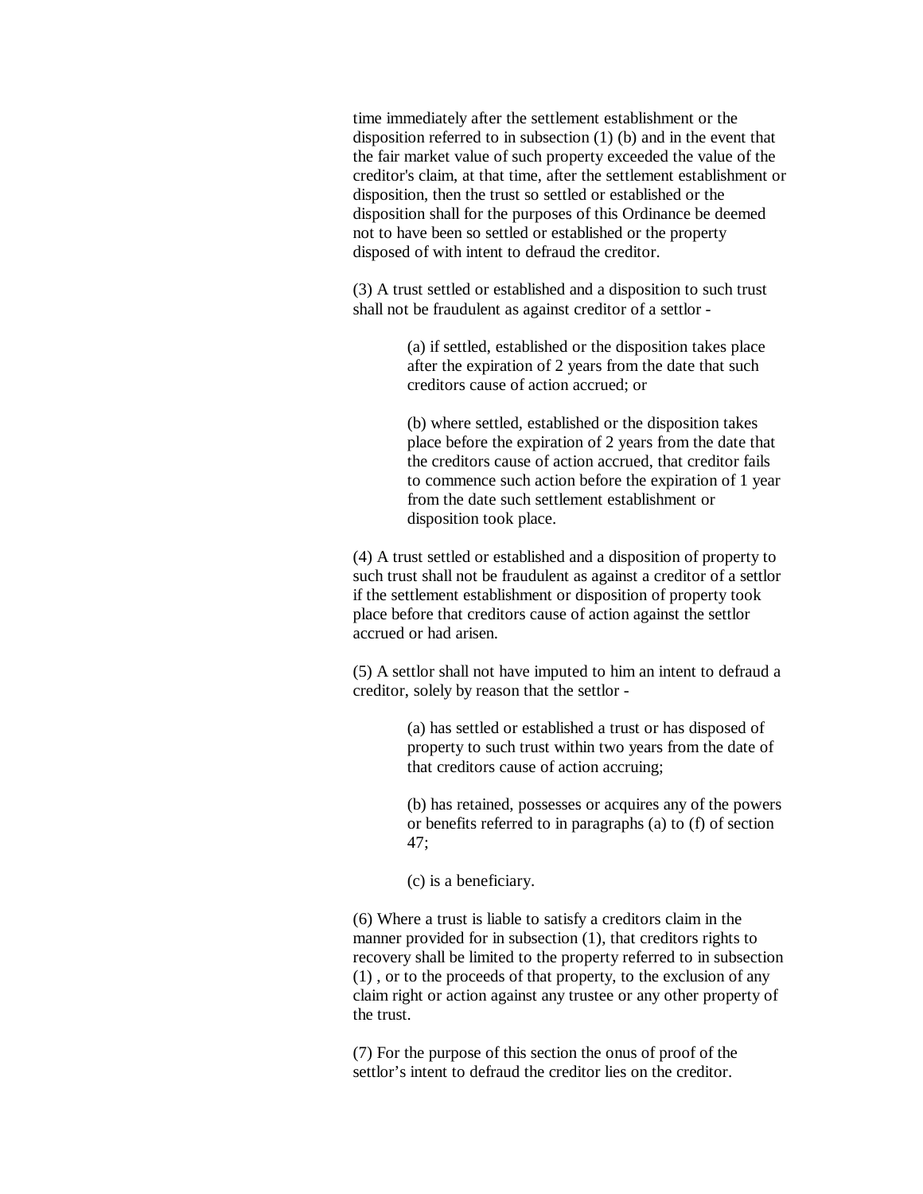time immediately after the settlement establishment or the disposition referred to in subsection (1) (b) and in the event that the fair market value of such property exceeded the value of the creditor's claim, at that time, after the settlement establishment or disposition, then the trust so settled or established or the disposition shall for the purposes of this Ordinance be deemed not to have been so settled or established or the property disposed of with intent to defraud the creditor.

(3) A trust settled or established and a disposition to such trust shall not be fraudulent as against creditor of a settlor -

> (a) if settled, established or the disposition takes place after the expiration of 2 years from the date that such creditors cause of action accrued; or
>
> (b) where settled, established or the disposition takes place before the expiration of 2 years from the date that the creditors cause of action accrued, that creditor fails to commence such action before the expiration of 1 year from the date such settlement establishment or disposition took place.

(4) A trust settled or established and a disposition of property to such trust shall not be fraudulent as against a creditor of a settlor if the settlement establishment or disposition of property took place before that creditors cause of action against the settlor accrued or had arisen.

(5) A settlor shall not have imputed to him an intent to defraud a creditor, solely by reason that the settlor -

> (a) has settled or established a trust or has disposed of property to such trust within two years from the date of that creditors cause of action accruing;
>
> (b) has retained, possesses or acquires any of the powers or benefits referred to in paragraphs (a) to (f) of section 47;
>
> (c) is a beneficiary.

(6) Where a trust is liable to satisfy a creditors claim in the manner provided for in subsection (1), that creditors rights to recovery shall be limited to the property referred to in subsection (1) , or to the proceeds of that property, to the exclusion of any claim right or action against any trustee or any other property of the trust.

(7) For the purpose of this section the onus of proof of the settlor's intent to defraud the creditor lies on the creditor.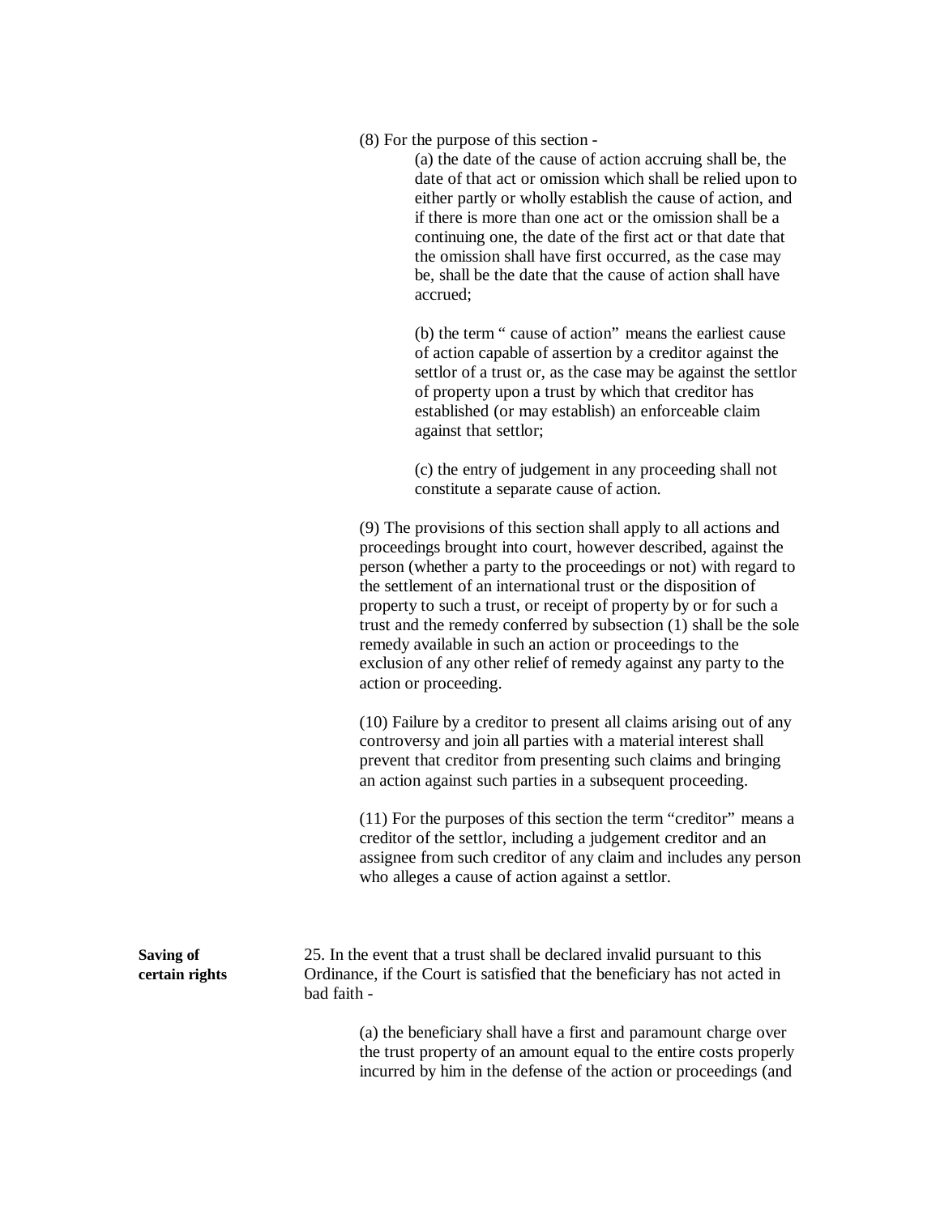(8) For the purpose of this section -

(a) the date of the cause of action accruing shall be, the date of that act or omission which shall be relied upon to either partly or wholly establish the cause of action, and if there is more than one act or the omission shall be a continuing one, the date of the first act or that date that the omission shall have first occurred, as the case may be, shall be the date that the cause of action shall have accrued;

(b) the term " cause of action" means the earliest cause of action capable of assertion by a creditor against the settlor of a trust or, as the case may be against the settlor of property upon a trust by which that creditor has established (or may establish) an enforceable claim against that settlor;

(c) the entry of judgement in any proceeding shall not constitute a separate cause of action.

(9) The provisions of this section shall apply to all actions and proceedings brought into court, however described, against the person (whether a party to the proceedings or not) with regard to the settlement of an international trust or the disposition of property to such a trust, or receipt of property by or for such a trust and the remedy conferred by subsection (1) shall be the sole remedy available in such an action or proceedings to the exclusion of any other relief of remedy against any party to the action or proceeding.

(10) Failure by a creditor to present all claims arising out of any controversy and join all parties with a material interest shall prevent that creditor from presenting such claims and bringing an action against such parties in a subsequent proceeding.

(11) For the purposes of this section the term "creditor" means a creditor of the settlor, including a judgement creditor and an assignee from such creditor of any claim and includes any person who alleges a cause of action against a settlor.

**Saving of certain rights**

25. In the event that a trust shall be declared invalid pursuant to this Ordinance, if the Court is satisfied that the beneficiary has not acted in bad faith -

(a) the beneficiary shall have a first and paramount charge over the trust property of an amount equal to the entire costs properly incurred by him in the defense of the action or proceedings (and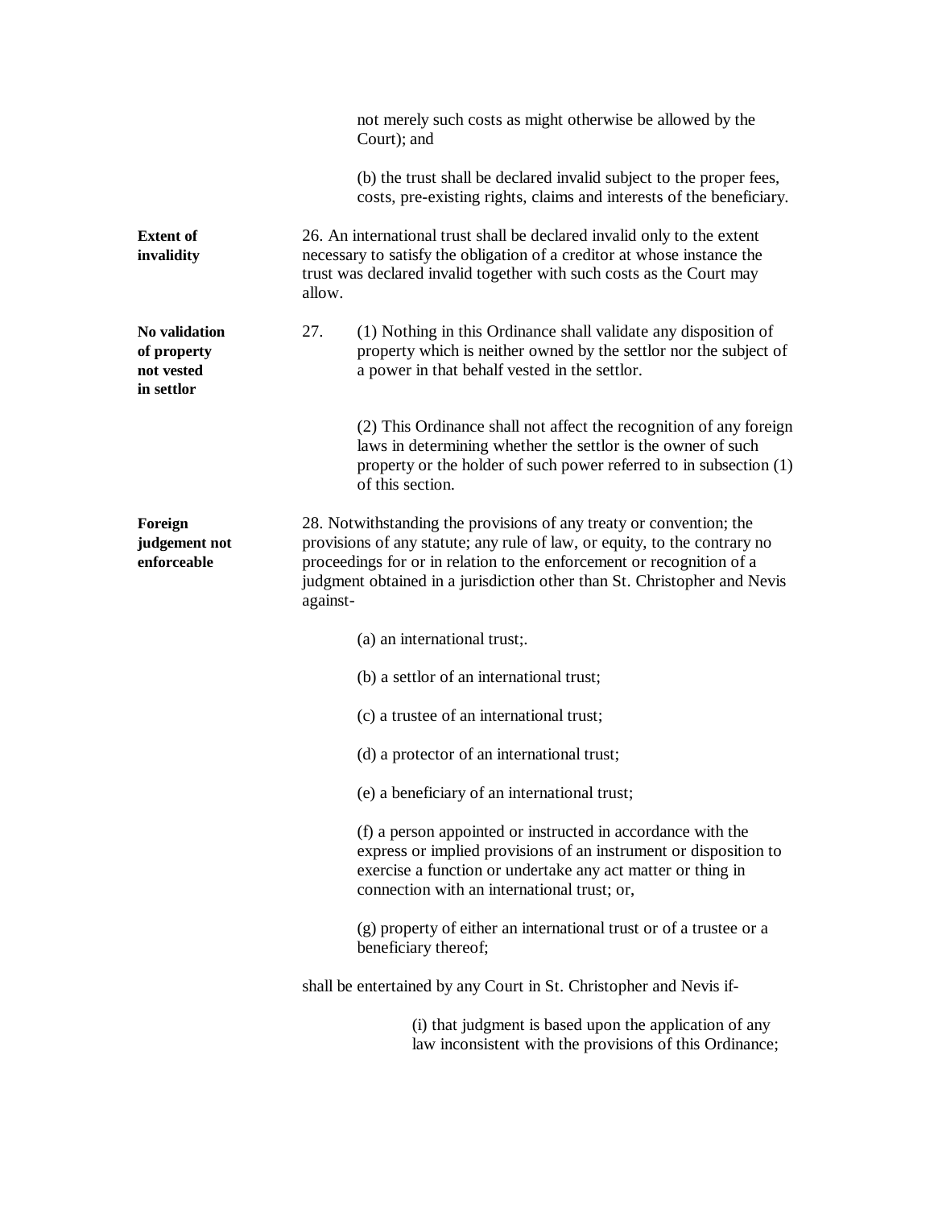not merely such costs as might otherwise be allowed by the Court); and

(b) the trust shall be declared invalid subject to the proper fees, costs, pre-existing rights, claims and interests of the beneficiary.

**Extent of invalidity**

26. An international trust shall be declared invalid only to the extent necessary to satisfy the obligation of a creditor at whose instance the trust was declared invalid together with such costs as the Court may allow.

**No validation of property not vested in settlor**

27. (1) Nothing in this Ordinance shall validate any disposition of property which is neither owned by the settlor nor the subject of a power in that behalf vested in the settlor.

(2) This Ordinance shall not affect the recognition of any foreign laws in determining whether the settlor is the owner of such property or the holder of such power referred to in subsection (1) of this section.

**Foreign judgement not enforceable**

28. Notwithstanding the provisions of any treaty or convention; the provisions of any statute; any rule of law, or equity, to the contrary no proceedings for or in relation to the enforcement or recognition of a judgment obtained in a jurisdiction other than St. Christopher and Nevis against-

(a) an international trust;.

(b) a settlor of an international trust;

(c) a trustee of an international trust;

(d) a protector of an international trust;

(e) a beneficiary of an international trust;

(f) a person appointed or instructed in accordance with the express or implied provisions of an instrument or disposition to exercise a function or undertake any act matter or thing in connection with an international trust; or,

(g) property of either an international trust or of a trustee or a beneficiary thereof;

shall be entertained by any Court in St. Christopher and Nevis if-

(i) that judgment is based upon the application of any law inconsistent with the provisions of this Ordinance;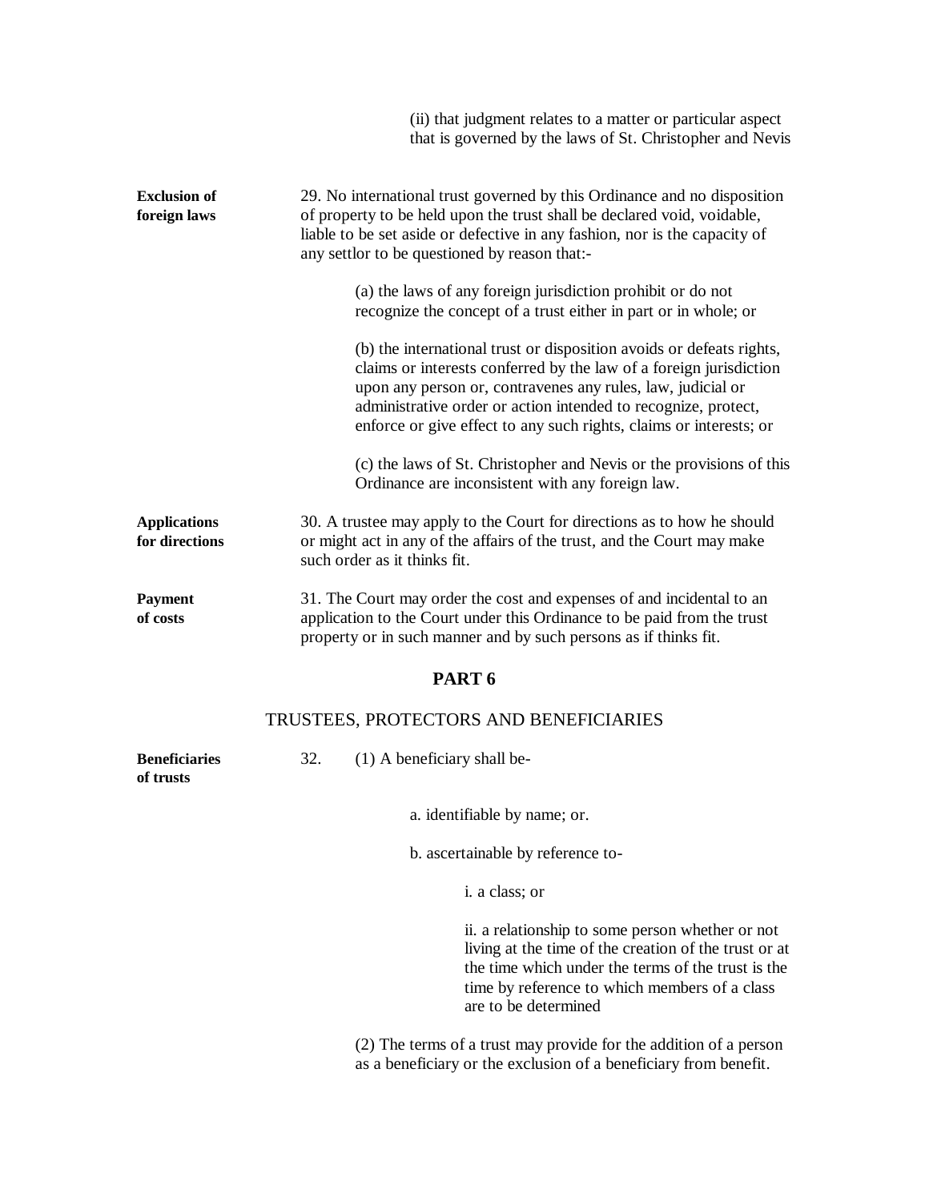(ii) that judgment relates to a matter or particular aspect that is governed by the laws of St. Christopher and Nevis

**Exclusion of foreign laws**

29. No international trust governed by this Ordinance and no disposition of property to be held upon the trust shall be declared void, voidable, liable to be set aside or defective in any fashion, nor is the capacity of any settlor to be questioned by reason that:-

(a) the laws of any foreign jurisdiction prohibit or do not recognize the concept of a trust either in part or in whole; or

(b) the international trust or disposition avoids or defeats rights, claims or interests conferred by the law of a foreign jurisdiction upon any person or, contravenes any rules, law, judicial or administrative order or action intended to recognize, protect, enforce or give effect to any such rights, claims or interests; or

(c) the laws of St. Christopher and Nevis or the provisions of this Ordinance are inconsistent with any foreign law.

**Applications for directions**

30. A trustee may apply to the Court for directions as to how he should or might act in any of the affairs of the trust, and the Court may make such order as it thinks fit.

**Payment of costs**

31. The Court may order the cost and expenses of and incidental to an application to the Court under this Ordinance to be paid from the trust property or in such manner and by such persons as if thinks fit.

## PART 6

## TRUSTEES, PROTECTORS AND BENEFICIARIES

**Beneficiaries of trusts**

32. (1) A beneficiary shall be-

a. identifiable by name; or.

b. ascertainable by reference to-

i. a class; or

ii. a relationship to some person whether or not living at the time of the creation of the trust or at the time which under the terms of the trust is the time by reference to which members of a class are to be determined

(2) The terms of a trust may provide for the addition of a person as a beneficiary or the exclusion of a beneficiary from benefit.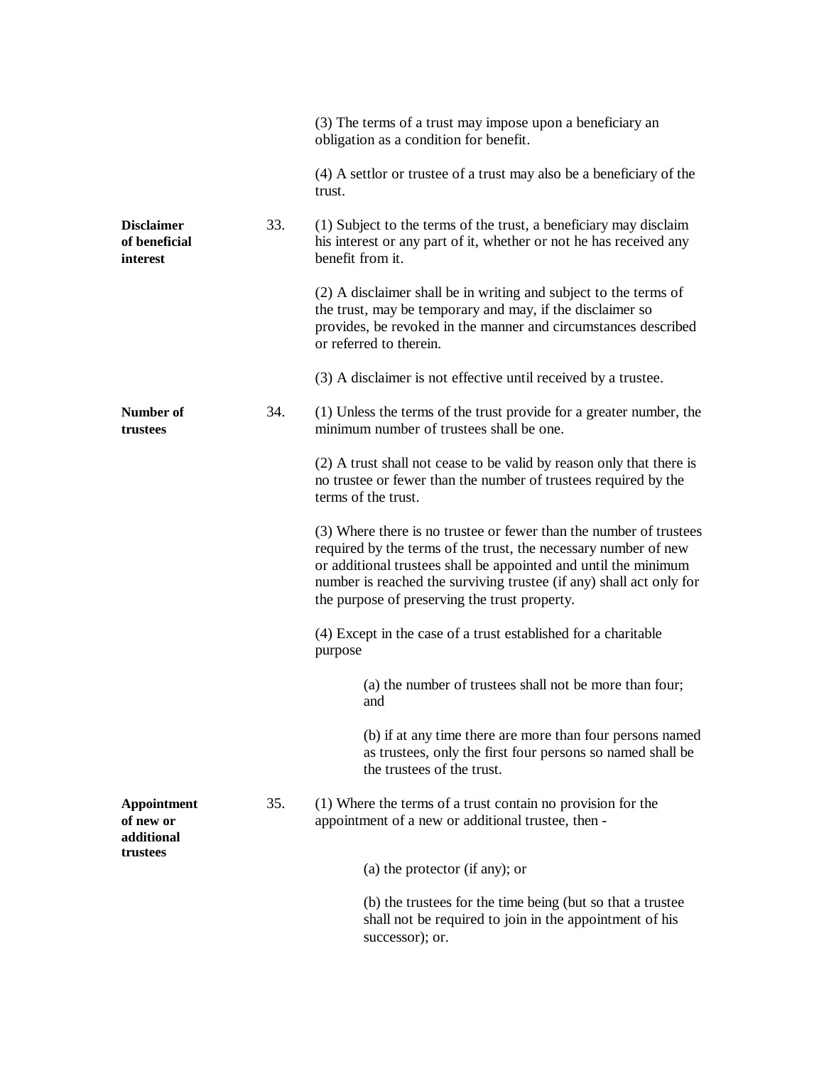(3) The terms of a trust may impose upon a beneficiary an obligation as a condition for benefit.

(4) A settlor or trustee of a trust may also be a beneficiary of the trust.

**Disclaimer of beneficial interest**

33. (1) Subject to the terms of the trust, a beneficiary may disclaim his interest or any part of it, whether or not he has received any benefit from it.

(2) A disclaimer shall be in writing and subject to the terms of the trust, may be temporary and may, if the disclaimer so provides, be revoked in the manner and circumstances described or referred to therein.

(3) A disclaimer is not effective until received by a trustee.

**Number of trustees**

34. (1) Unless the terms of the trust provide for a greater number, the minimum number of trustees shall be one.

(2) A trust shall not cease to be valid by reason only that there is no trustee or fewer than the number of trustees required by the terms of the trust.

(3) Where there is no trustee or fewer than the number of trustees required by the terms of the trust, the necessary number of new or additional trustees shall be appointed and until the minimum number is reached the surviving trustee (if any) shall act only for the purpose of preserving the trust property.

(4) Except in the case of a trust established for a charitable purpose

> (a) the number of trustees shall not be more than four; and
>
> (b) if at any time there are more than four persons named as trustees, only the first four persons so named shall be the trustees of the trust.

**Appointment of new or additional trustees**

35. (1) Where the terms of a trust contain no provision for the appointment of a new or additional trustee, then -

> (a) the protector (if any); or
>
> (b) the trustees for the time being (but so that a trustee shall not be required to join in the appointment of his successor); or.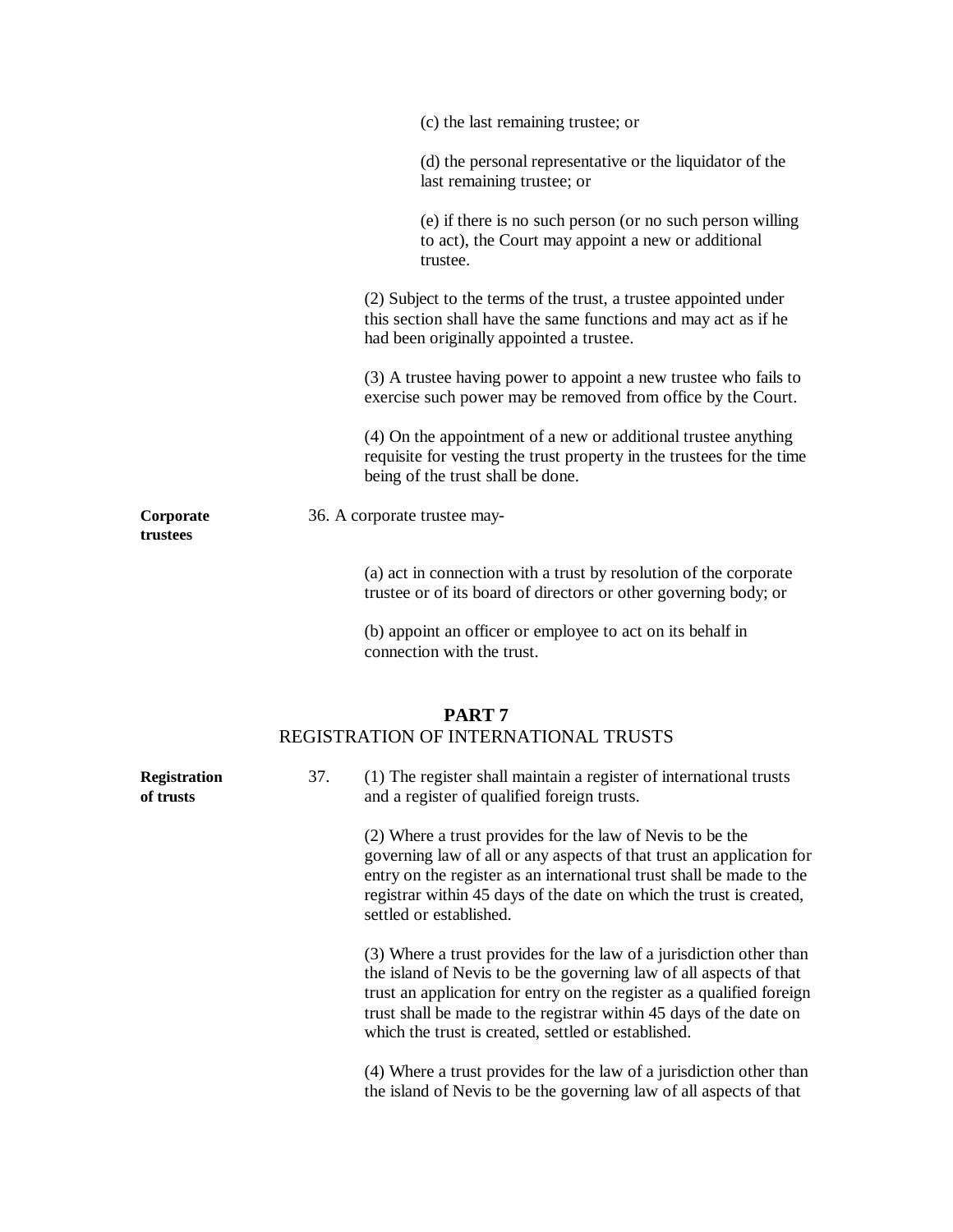(c) the last remaining trustee; or

(d) the personal representative or the liquidator of the last remaining trustee; or

(e) if there is no such person (or no such person willing to act), the Court may appoint a new or additional trustee.

(2) Subject to the terms of the trust, a trustee appointed under this section shall have the same functions and may act as if he had been originally appointed a trustee.

(3) A trustee having power to appoint a new trustee who fails to exercise such power may be removed from office by the Court.

(4) On the appointment of a new or additional trustee anything requisite for vesting the trust property in the trustees for the time being of the trust shall be done.

**Corporate trustees**

36. A corporate trustee may-

(a) act in connection with a trust by resolution of the corporate trustee or of its board of directors or other governing body; or

(b) appoint an officer or employee to act on its behalf in connection with the trust.

## PART 7
## REGISTRATION OF INTERNATIONAL TRUSTS

**Registration of trusts**

37. (1) The register shall maintain a register of international trusts and a register of qualified foreign trusts.

(2) Where a trust provides for the law of Nevis to be the governing law of all or any aspects of that trust an application for entry on the register as an international trust shall be made to the registrar within 45 days of the date on which the trust is created, settled or established.

(3) Where a trust provides for the law of a jurisdiction other than the island of Nevis to be the governing law of all aspects of that trust an application for entry on the register as a qualified foreign trust shall be made to the registrar within 45 days of the date on which the trust is created, settled or established.

(4) Where a trust provides for the law of a jurisdiction other than the island of Nevis to be the governing law of all aspects of that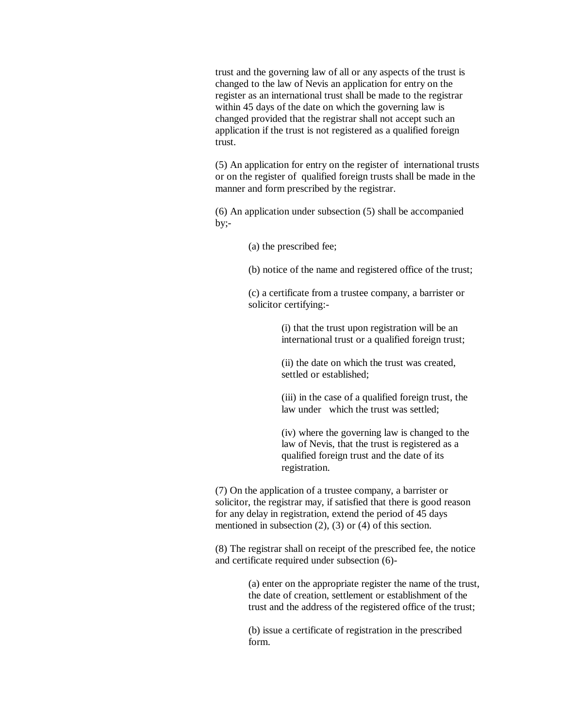trust and the governing law of all or any aspects of the trust is changed to the law of Nevis an application for entry on the register as an international trust shall be made to the registrar within 45 days of the date on which the governing law is changed provided that the registrar shall not accept such an application if the trust is not registered as a qualified foreign trust.

(5) An application for entry on the register of international trusts or on the register of qualified foreign trusts shall be made in the manner and form prescribed by the registrar.

(6) An application under subsection (5) shall be accompanied by;-

(a) the prescribed fee;

(b) notice of the name and registered office of the trust;

(c) a certificate from a trustee company, a barrister or solicitor certifying:-

(i) that the trust upon registration will be an international trust or a qualified foreign trust;

(ii) the date on which the trust was created, settled or established;

(iii) in the case of a qualified foreign trust, the law under which the trust was settled;

(iv) where the governing law is changed to the law of Nevis, that the trust is registered as a qualified foreign trust and the date of its registration.

(7) On the application of a trustee company, a barrister or solicitor, the registrar may, if satisfied that there is good reason for any delay in registration, extend the period of 45 days mentioned in subsection (2), (3) or (4) of this section.

(8) The registrar shall on receipt of the prescribed fee, the notice and certificate required under subsection (6)-

(a) enter on the appropriate register the name of the trust, the date of creation, settlement or establishment of the trust and the address of the registered office of the trust;

(b) issue a certificate of registration in the prescribed form.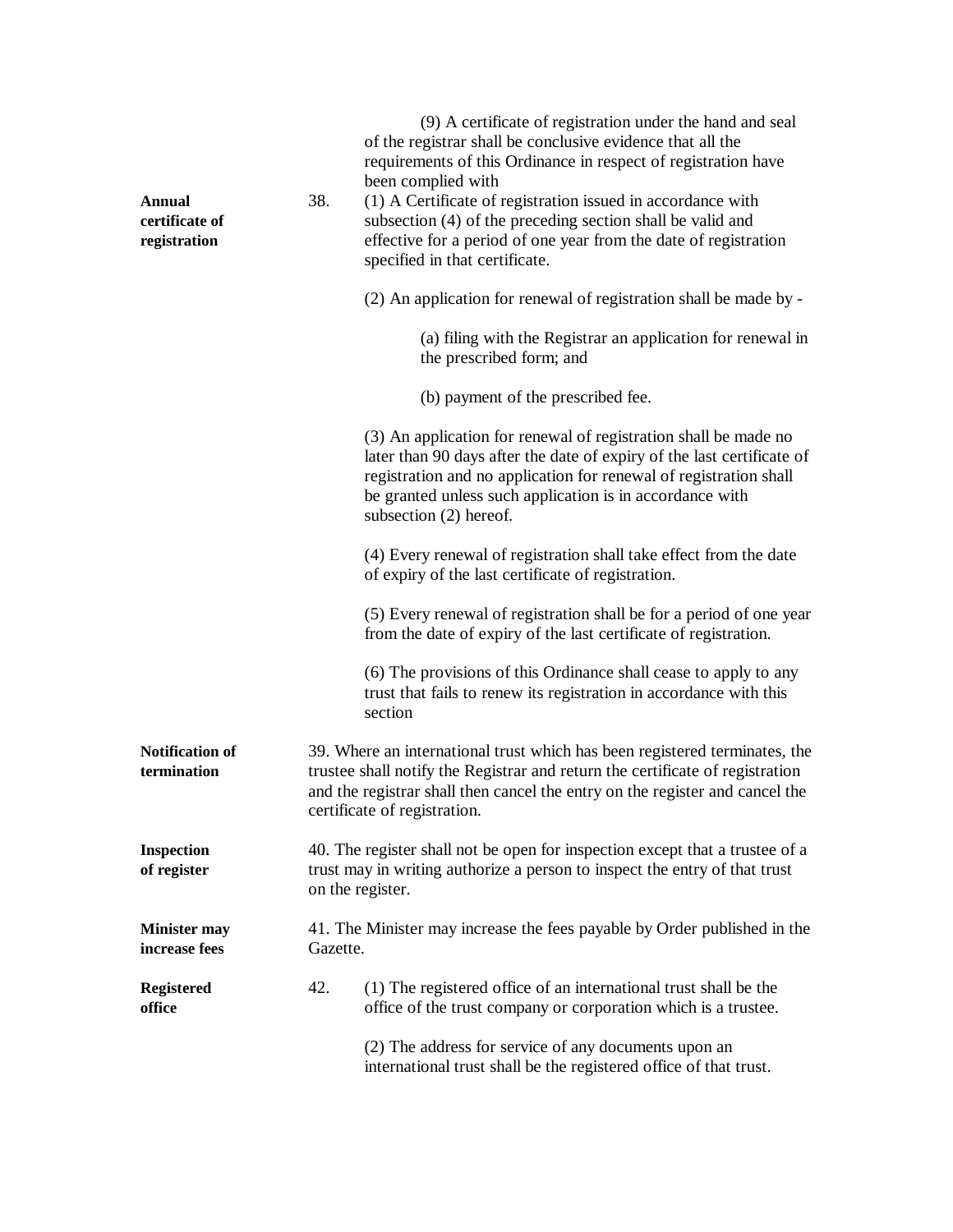(9) A certificate of registration under the hand and seal of the registrar shall be conclusive evidence that all the requirements of this Ordinance in respect of registration have been complied with

**Annual certificate of registration**

38. (1) A Certificate of registration issued in accordance with subsection (4) of the preceding section shall be valid and effective for a period of one year from the date of registration specified in that certificate.

(2) An application for renewal of registration shall be made by -

(a) filing with the Registrar an application for renewal in the prescribed form; and

(b) payment of the prescribed fee.

(3) An application for renewal of registration shall be made no later than 90 days after the date of expiry of the last certificate of registration and no application for renewal of registration shall be granted unless such application is in accordance with subsection (2) hereof.

(4) Every renewal of registration shall take effect from the date of expiry of the last certificate of registration.

(5) Every renewal of registration shall be for a period of one year from the date of expiry of the last certificate of registration.

(6) The provisions of this Ordinance shall cease to apply to any trust that fails to renew its registration in accordance with this section

**Notification of termination**

39. Where an international trust which has been registered terminates, the trustee shall notify the Registrar and return the certificate of registration and the registrar shall then cancel the entry on the register and cancel the certificate of registration.

**Inspection of register**

40. The register shall not be open for inspection except that a trustee of a trust may in writing authorize a person to inspect the entry of that trust on the register.

**Minister may increase fees**

41. The Minister may increase the fees payable by Order published in the Gazette.

**Registered office**

42. (1) The registered office of an international trust shall be the office of the trust company or corporation which is a trustee.

(2) The address for service of any documents upon an international trust shall be the registered office of that trust.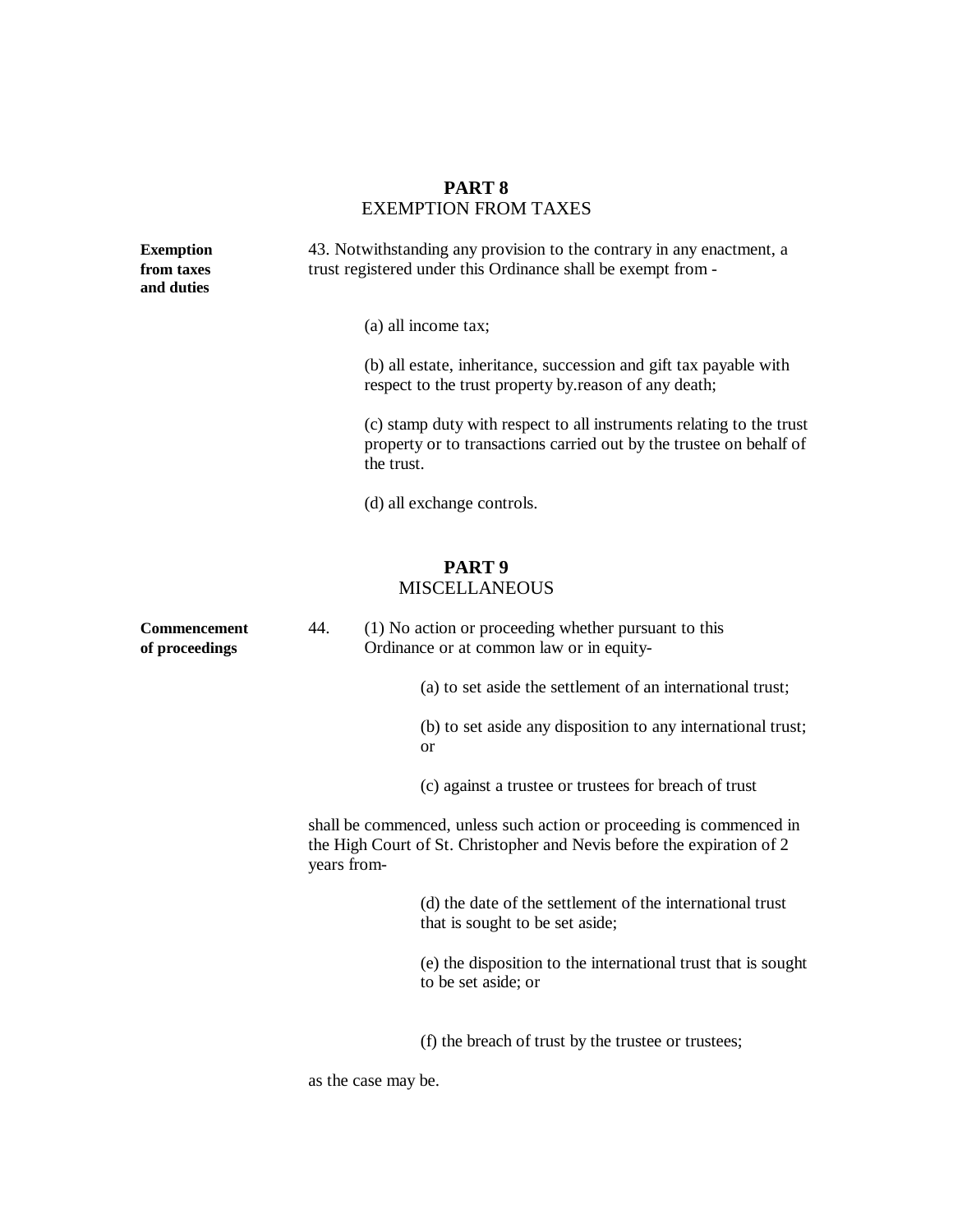## PART 8
## EXEMPTION FROM TAXES

**Exemption from taxes and duties**

43. Notwithstanding any provision to the contrary in any enactment, a trust registered under this Ordinance shall be exempt from -

(a) all income tax;

(b) all estate, inheritance, succession and gift tax payable with respect to the trust property by.reason of any death;

(c) stamp duty with respect to all instruments relating to the trust property or to transactions carried out by the trustee on behalf of the trust.

(d) all exchange controls.

## PART 9
## MISCELLANEOUS

**Commencement of proceedings**

44. (1) No action or proceeding whether pursuant to this Ordinance or at common law or in equity-

(a) to set aside the settlement of an international trust;

(b) to set aside any disposition to any international trust; or

(c) against a trustee or trustees for breach of trust

shall be commenced, unless such action or proceeding is commenced in the High Court of St. Christopher and Nevis before the expiration of 2 years from-

(d) the date of the settlement of the international trust that is sought to be set aside;

(e) the disposition to the international trust that is sought to be set aside; or

(f) the breach of trust by the trustee or trustees;

as the case may be.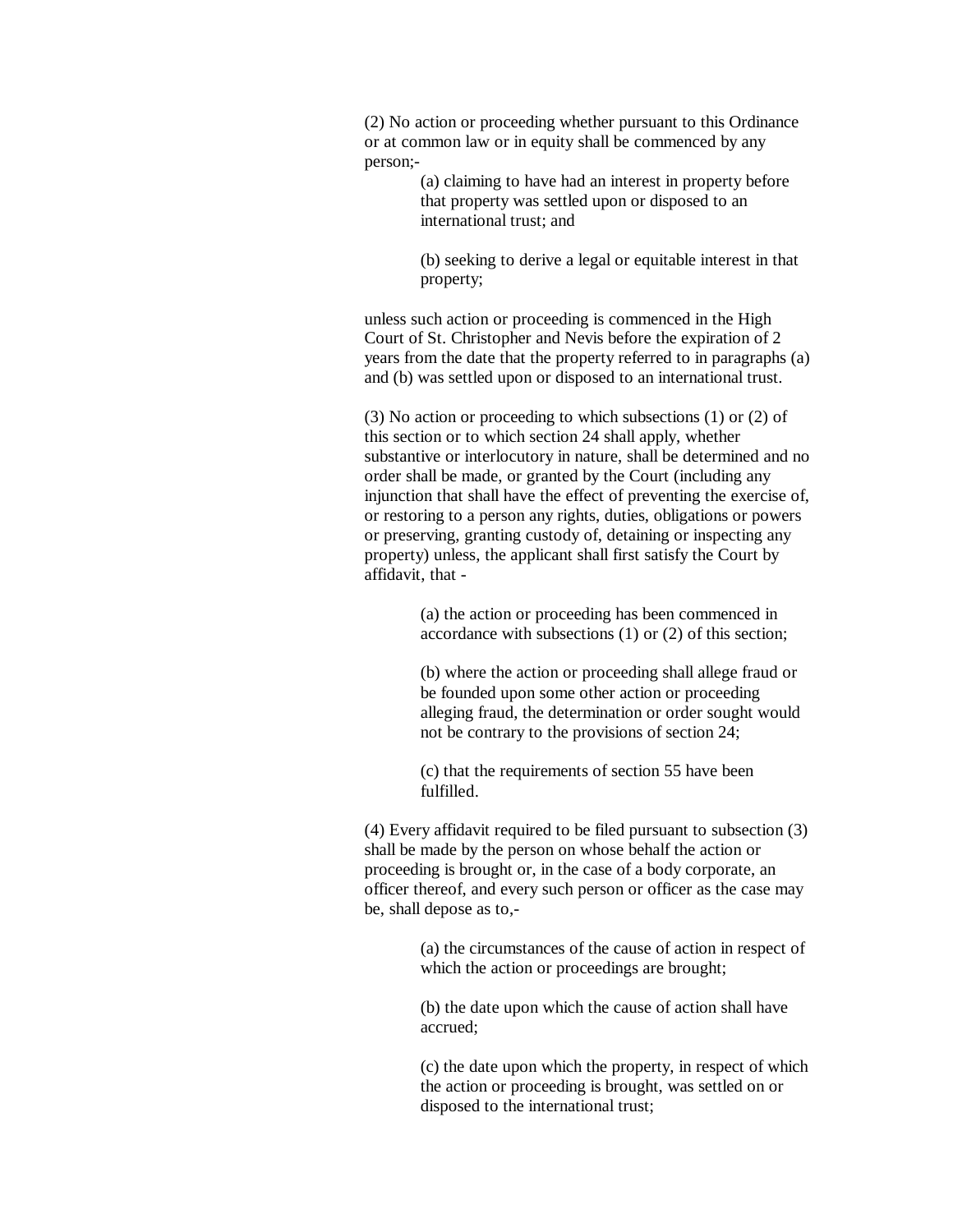(2) No action or proceeding whether pursuant to this Ordinance or at common law or in equity shall be commenced by any person;-

> (a) claiming to have had an interest in property before that property was settled upon or disposed to an international trust; and
>
> (b) seeking to derive a legal or equitable interest in that property;

unless such action or proceeding is commenced in the High Court of St. Christopher and Nevis before the expiration of 2 years from the date that the property referred to in paragraphs (a) and (b) was settled upon or disposed to an international trust.

(3) No action or proceeding to which subsections (1) or (2) of this section or to which section 24 shall apply, whether substantive or interlocutory in nature, shall be determined and no order shall be made, or granted by the Court (including any injunction that shall have the effect of preventing the exercise of, or restoring to a person any rights, duties, obligations or powers or preserving, granting custody of, detaining or inspecting any property) unless, the applicant shall first satisfy the Court by affidavit, that -

> (a) the action or proceeding has been commenced in accordance with subsections (1) or (2) of this section;
>
> (b) where the action or proceeding shall allege fraud or be founded upon some other action or proceeding alleging fraud, the determination or order sought would not be contrary to the provisions of section 24;
>
> (c) that the requirements of section 55 have been fulfilled.

(4) Every affidavit required to be filed pursuant to subsection (3) shall be made by the person on whose behalf the action or proceeding is brought or, in the case of a body corporate, an officer thereof, and every such person or officer as the case may be, shall depose as to,-

> (a) the circumstances of the cause of action in respect of which the action or proceedings are brought;
>
> (b) the date upon which the cause of action shall have accrued;
>
> (c) the date upon which the property, in respect of which the action or proceeding is brought, was settled on or disposed to the international trust;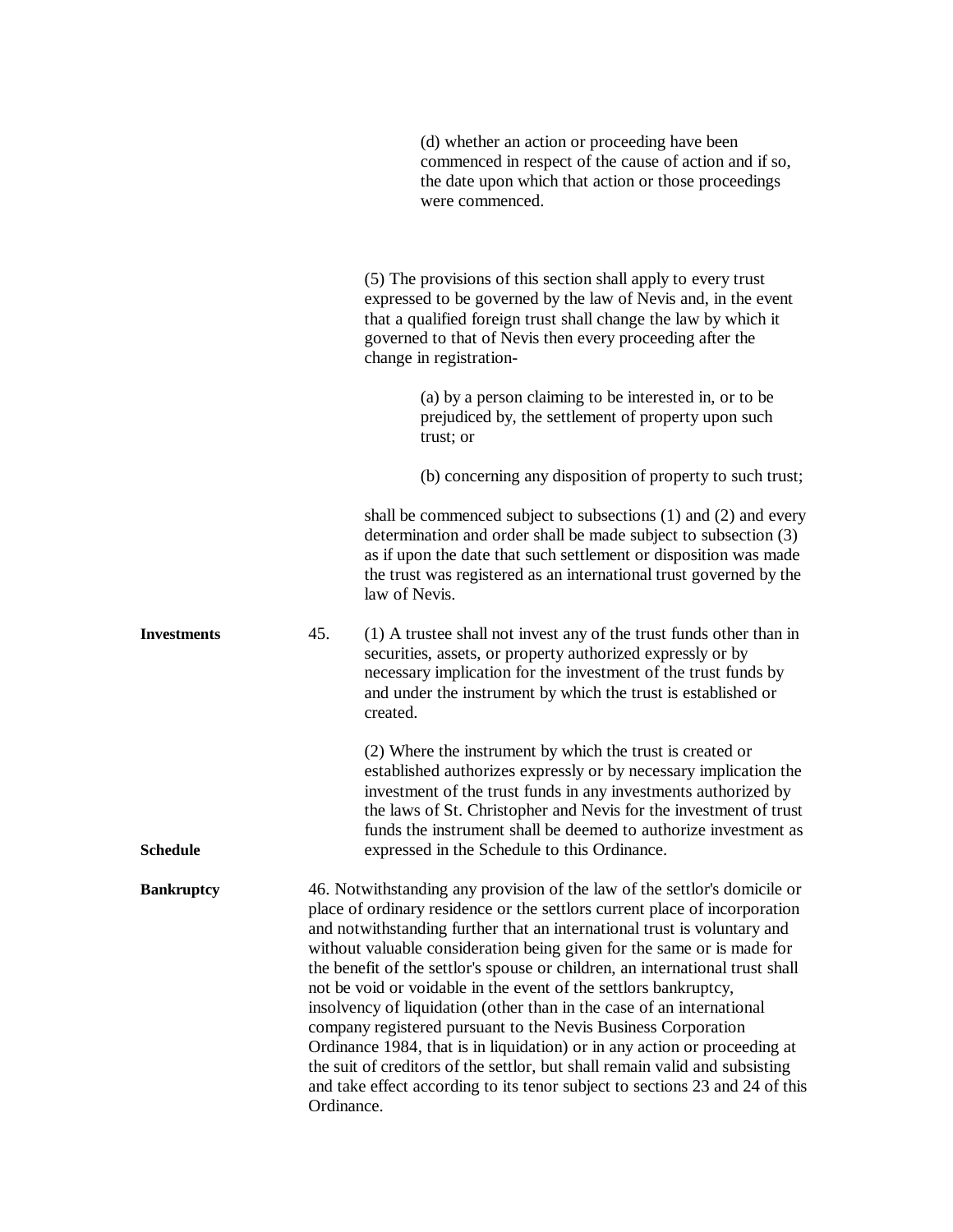(d) whether an action or proceeding have been commenced in respect of the cause of action and if so, the date upon which that action or those proceedings were commenced.

(5) The provisions of this section shall apply to every trust expressed to be governed by the law of Nevis and, in the event that a qualified foreign trust shall change the law by which it governed to that of Nevis then every proceeding after the change in registration-

(a) by a person claiming to be interested in, or to be prejudiced by, the settlement of property upon such trust; or

(b) concerning any disposition of property to such trust;

shall be commenced subject to subsections (1) and (2) and every determination and order shall be made subject to subsection (3) as if upon the date that such settlement or disposition was made the trust was registered as an international trust governed by the law of Nevis.

**Investments**

45. (1) A trustee shall not invest any of the trust funds other than in securities, assets, or property authorized expressly or by necessary implication for the investment of the trust funds by and under the instrument by which the trust is established or created.

**Schedule**

(2) Where the instrument by which the trust is created or established authorizes expressly or by necessary implication the investment of the trust funds in any investments authorized by the laws of St. Christopher and Nevis for the investment of trust funds the instrument shall be deemed to authorize investment as expressed in the Schedule to this Ordinance.

**Bankruptcy**

46. Notwithstanding any provision of the law of the settlor's domicile or place of ordinary residence or the settlors current place of incorporation and notwithstanding further that an international trust is voluntary and without valuable consideration being given for the same or is made for the benefit of the settlor's spouse or children, an international trust shall not be void or voidable in the event of the settlors bankruptcy, insolvency of liquidation (other than in the case of an international company registered pursuant to the Nevis Business Corporation Ordinance 1984, that is in liquidation) or in any action or proceeding at the suit of creditors of the settlor, but shall remain valid and subsisting and take effect according to its tenor subject to sections 23 and 24 of this Ordinance.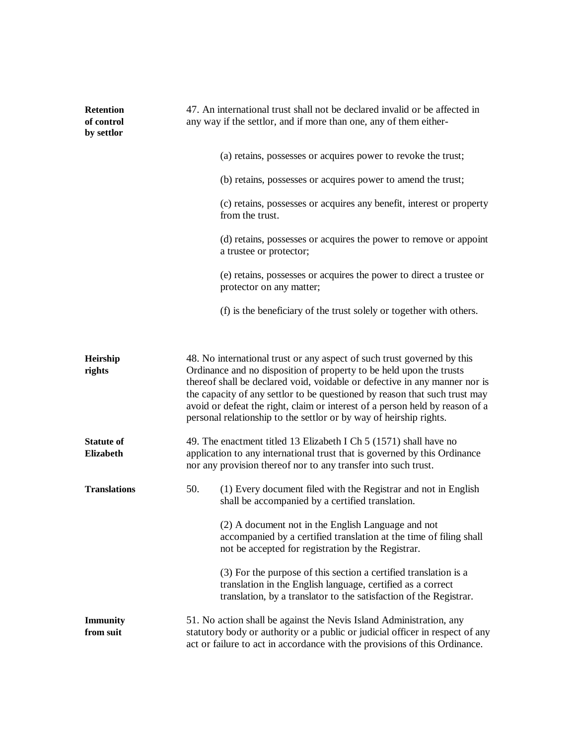**Retention of control by settlor**

47. An international trust shall not be declared invalid or be affected in any way if the settlor, and if more than one, any of them either-

(a) retains, possesses or acquires power to revoke the trust;

(b) retains, possesses or acquires power to amend the trust;

(c) retains, possesses or acquires any benefit, interest or property from the trust.

(d) retains, possesses or acquires the power to remove or appoint a trustee or protector;

(e) retains, possesses or acquires the power to direct a trustee or protector on any matter;

(f) is the beneficiary of the trust solely or together with others.

**Heirship rights**

48. No international trust or any aspect of such trust governed by this Ordinance and no disposition of property to be held upon the trusts thereof shall be declared void, voidable or defective in any manner nor is the capacity of any settlor to be questioned by reason that such trust may avoid or defeat the right, claim or interest of a person held by reason of a personal relationship to the settlor or by way of heirship rights.

**Statute of Elizabeth**

49. The enactment titled 13 Elizabeth I Ch 5 (1571) shall have no application to any international trust that is governed by this Ordinance nor any provision thereof nor to any transfer into such trust.

**Translations**

50. (1) Every document filed with the Registrar and not in English shall be accompanied by a certified translation.

(2) A document not in the English Language and not accompanied by a certified translation at the time of filing shall not be accepted for registration by the Registrar.

(3) For the purpose of this section a certified translation is a translation in the English language, certified as a correct translation, by a translator to the satisfaction of the Registrar.

**Immunity from suit**

51. No action shall be against the Nevis Island Administration, any statutory body or authority or a public or judicial officer in respect of any act or failure to act in accordance with the provisions of this Ordinance.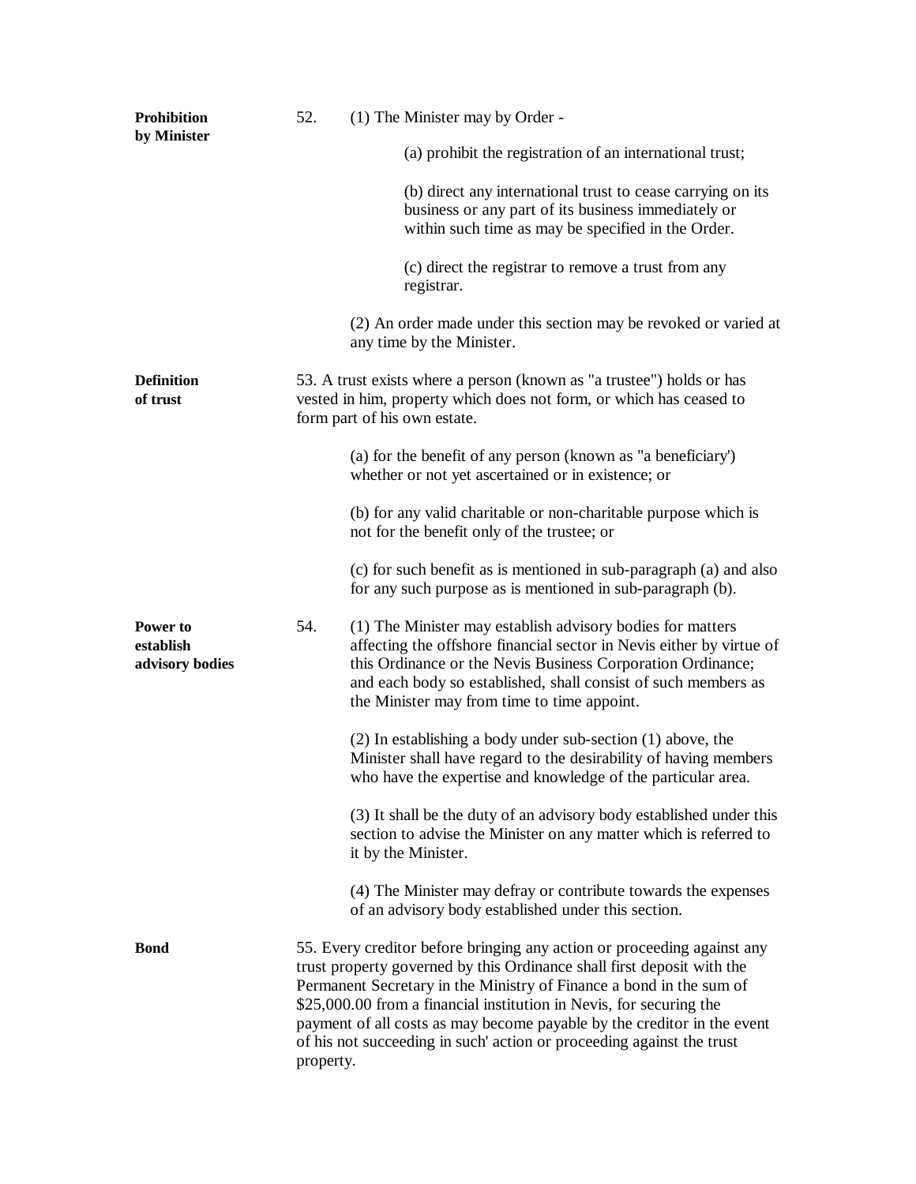**Prohibition by Minister**

52. (1) The Minister may by Order -

(a) prohibit the registration of an international trust;

(b) direct any international trust to cease carrying on its business or any part of its business immediately or within such time as may be specified in the Order.

(c) direct the registrar to remove a trust from any registrar.

(2) An order made under this section may be revoked or varied at any time by the Minister.

**Definition of trust**

53. A trust exists where a person (known as "a trustee") holds or has vested in him, property which does not form, or which has ceased to form part of his own estate.

(a) for the benefit of any person (known as "a beneficiary') whether or not yet ascertained or in existence; or

(b) for any valid charitable or non-charitable purpose which is not for the benefit only of the trustee; or

(c) for such benefit as is mentioned in sub-paragraph (a) and also for any such purpose as is mentioned in sub-paragraph (b).

**Power to establish advisory bodies**

54. (1) The Minister may establish advisory bodies for matters affecting the offshore financial sector in Nevis either by virtue of this Ordinance or the Nevis Business Corporation Ordinance; and each body so established, shall consist of such members as the Minister may from time to time appoint.

(2) In establishing a body under sub-section (1) above, the Minister shall have regard to the desirability of having members who have the expertise and knowledge of the particular area.

(3) It shall be the duty of an advisory body established under this section to advise the Minister on any matter which is referred to it by the Minister.

(4) The Minister may defray or contribute towards the expenses of an advisory body established under this section.

**Bond**

55. Every creditor before bringing any action or proceeding against any trust property governed by this Ordinance shall first deposit with the Permanent Secretary in the Ministry of Finance a bond in the sum of $25,000.00 from a financial institution in Nevis, for securing the payment of all costs as may become payable by the creditor in the event of his not succeeding in such' action or proceeding against the trust property.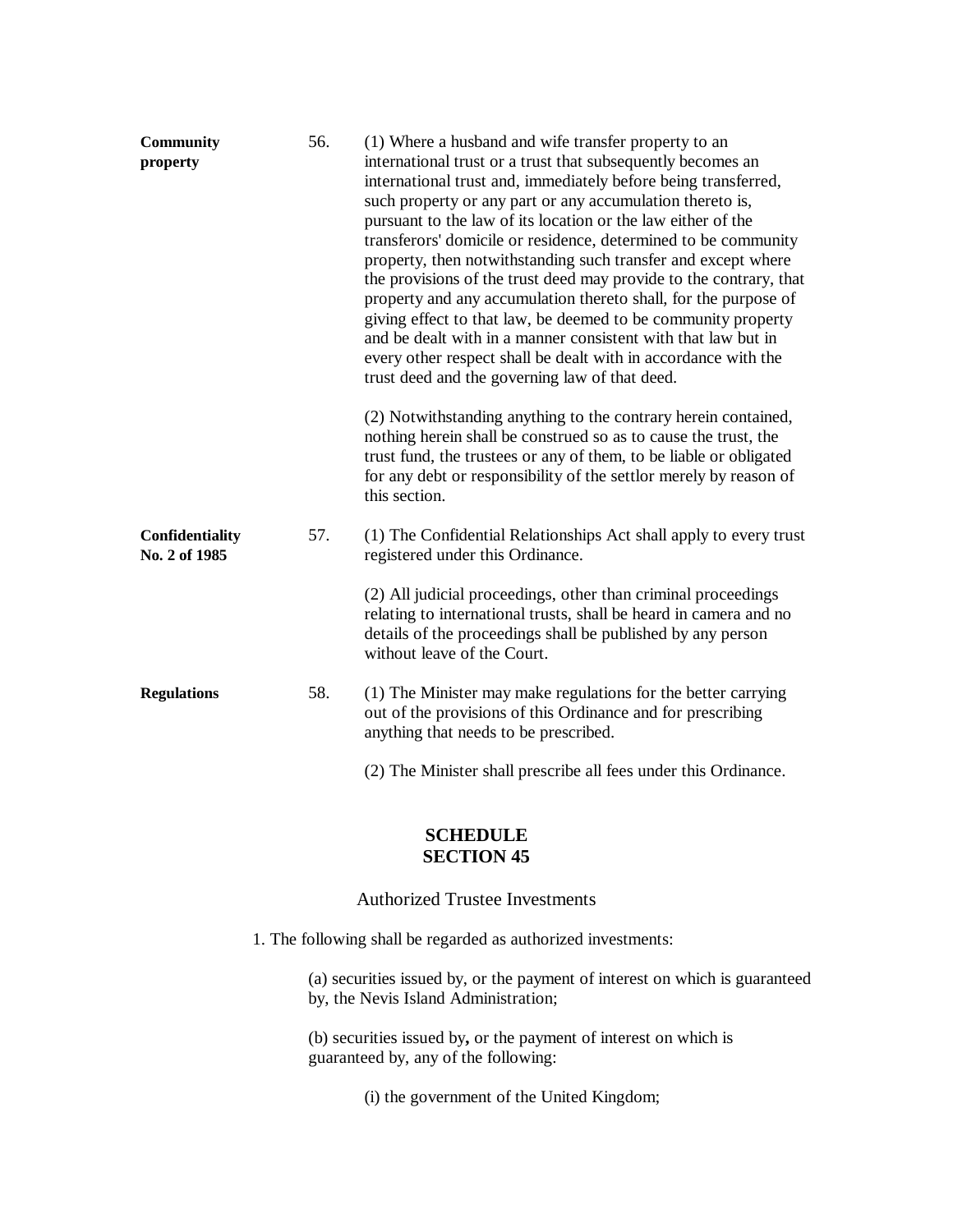**Community property**

56. (1) Where a husband and wife transfer property to an international trust or a trust that subsequently becomes an international trust and, immediately before being transferred, such property or any part or any accumulation thereto is, pursuant to the law of its location or the law either of the transferors' domicile or residence, determined to be community property, then notwithstanding such transfer and except where the provisions of the trust deed may provide to the contrary, that property and any accumulation thereto shall, for the purpose of giving effect to that law, be deemed to be community property and be dealt with in a manner consistent with that law but in every other respect shall be dealt with in accordance with the trust deed and the governing law of that deed.

(2) Notwithstanding anything to the contrary herein contained, nothing herein shall be construed so as to cause the trust, the trust fund, the trustees or any of them, to be liable or obligated for any debt or responsibility of the settlor merely by reason of this section.

**Confidentiality**
**No. 2 of 1985**

57. (1) The Confidential Relationships Act shall apply to every trust registered under this Ordinance.

(2) All judicial proceedings, other than criminal proceedings relating to international trusts, shall be heard in camera and no details of the proceedings shall be published by any person without leave of the Court.

**Regulations**

58. (1) The Minister may make regulations for the better carrying out of the provisions of this Ordinance and for prescribing anything that needs to be prescribed.

(2) The Minister shall prescribe all fees under this Ordinance.

## SCHEDULE
## SECTION 45

### Authorized Trustee Investments

1. The following shall be regarded as authorized investments:

(a) securities issued by, or the payment of interest on which is guaranteed by, the Nevis Island Administration;

(b) securities issued by**,** or the payment of interest on which is guaranteed by, any of the following:

(i) the government of the United Kingdom;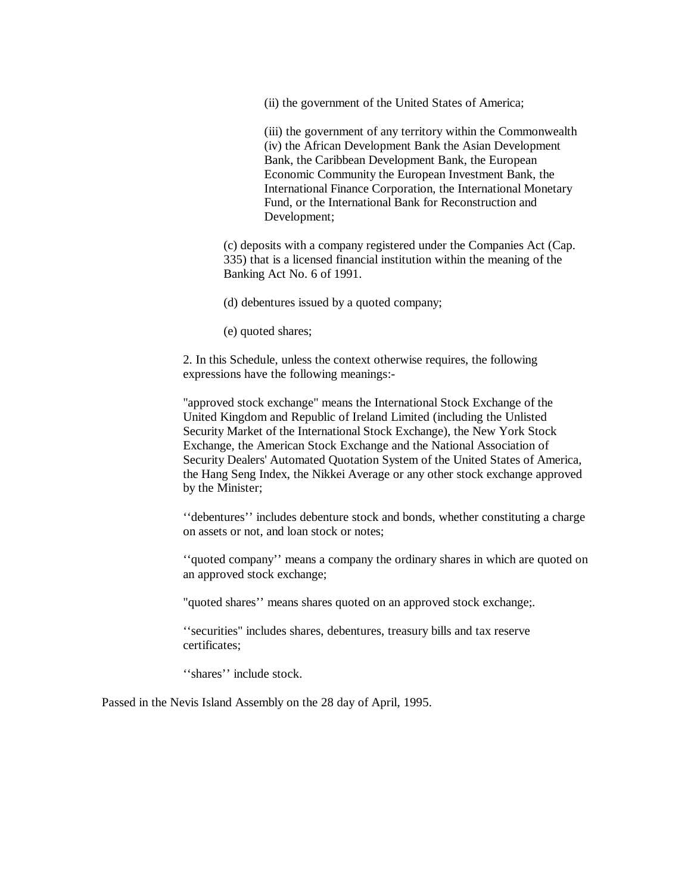(ii) the government of the United States of America;

(iii) the government of any territory within the Commonwealth
(iv) the African Development Bank the Asian Development Bank, the Caribbean Development Bank, the European Economic Community the European Investment Bank, the International Finance Corporation, the International Monetary Fund, or the International Bank for Reconstruction and Development;

(c) deposits with a company registered under the Companies Act (Cap. 335) that is a licensed financial institution within the meaning of the Banking Act No. 6 of 1991.

(d) debentures issued by a quoted company;

(e) quoted shares;

2. In this Schedule, unless the context otherwise requires, the following expressions have the following meanings:-

"approved stock exchange" means the International Stock Exchange of the United Kingdom and Republic of Ireland Limited (including the Unlisted Security Market of the International Stock Exchange), the New York Stock Exchange, the American Stock Exchange and the National Association of Security Dealers' Automated Quotation System of the United States of America, the Hang Seng Index, the Nikkei Average or any other stock exchange approved by the Minister;

‘‘debentures’’ includes debenture stock and bonds, whether constituting a charge on assets or not, and loan stock or notes;

‘‘quoted company’’ means a company the ordinary shares in which are quoted on an approved stock exchange;

"quoted shares’’ means shares quoted on an approved stock exchange;.

‘‘securities" includes shares, debentures, treasury bills and tax reserve certificates;

‘‘shares’’ include stock.

Passed in the Nevis Island Assembly on the 28 day of April, 1995.